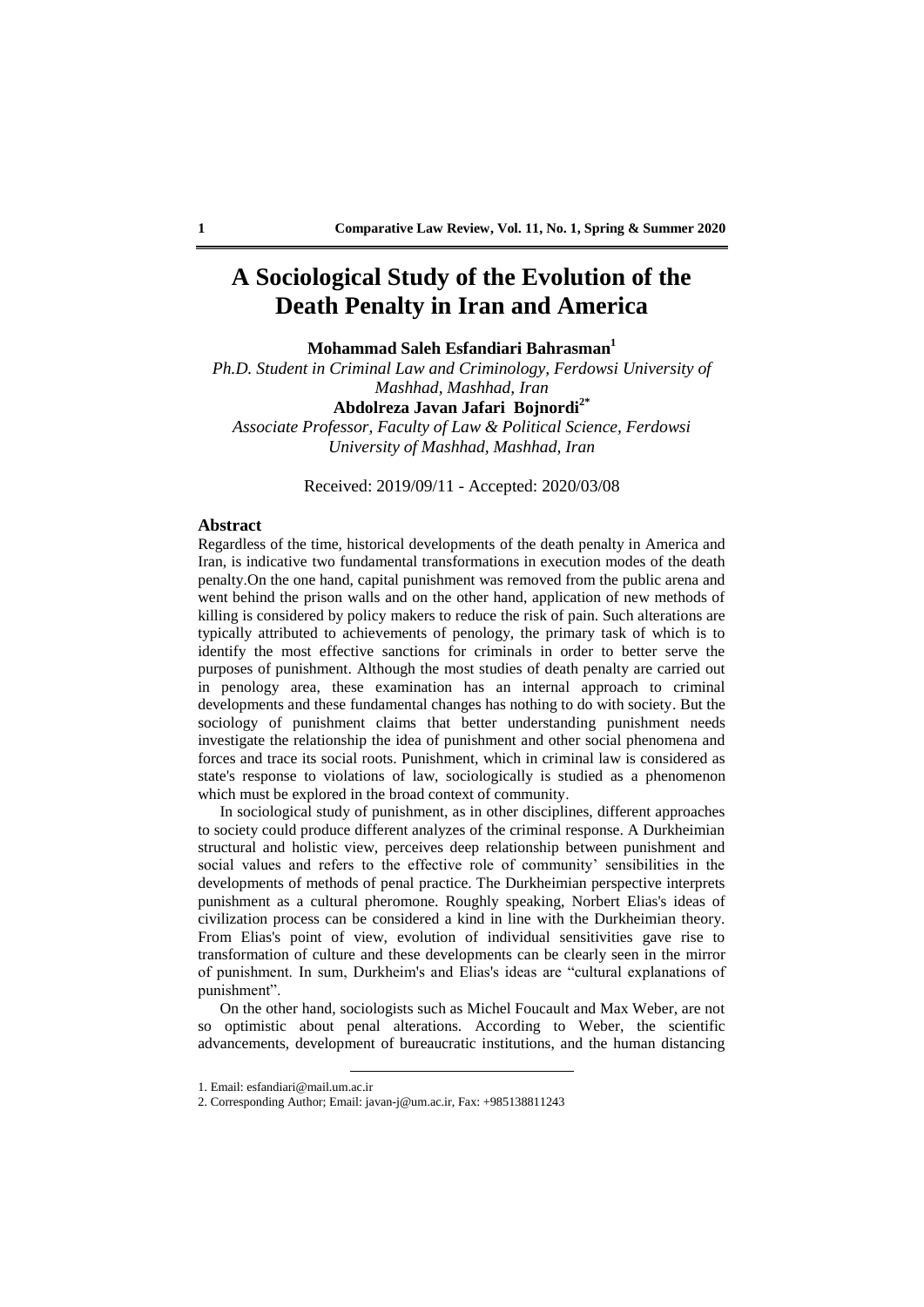# A Sociological Study of the Evolution of the Death Penalty in Iran and America

**Mohammad Saleh Esfandiari Bahrasman[1]**

*Ph.D. Student in Criminal Law and Criminology, Ferdowsi University of Mashhad, Mashhad, Iran*

**Abdolreza Javan Jafari Bojnordi[2*]**

*Associate Professor, Faculty of Law & Political Science, Ferdowsi University of Mashhad, Mashhad, Iran*

Received: 2019/09/11 - Accepted: 2020/03/08

## Abstract

Regardless of the time, historical developments of the death penalty in America and Iran, is indicative two fundamental transformations in execution modes of the death penalty.On the one hand, capital punishment was removed from the public arena and went behind the prison walls and on the other hand, application of new methods of killing is considered by policy makers to reduce the risk of pain. Such alterations are typically attributed to achievements of penology, the primary task of which is to identify the most effective sanctions for criminals in order to better serve the purposes of punishment. Although the most studies of death penalty are carried out in penology area, these examination has an internal approach to criminal developments and these fundamental changes has nothing to do with society. But the sociology of punishment claims that better understanding punishment needs investigate the relationship the idea of punishment and other social phenomena and forces and trace its social roots. Punishment, which in criminal law is considered as state's response to violations of law, sociologically is studied as a phenomenon which must be explored in the broad context of community.

In sociological study of punishment, as in other disciplines, different approaches to society could produce different analyzes of the criminal response. A Durkheimian structural and holistic view, perceives deep relationship between punishment and social values and refers to the effective role of community' sensibilities in the developments of methods of penal practice. The Durkheimian perspective interprets punishment as a cultural pheromone. Roughly speaking, Norbert Elias's ideas of civilization process can be considered a kind in line with the Durkheimian theory. From Elias's point of view, evolution of individual sensitivities gave rise to transformation of culture and these developments can be clearly seen in the mirror of punishment. In sum, Durkheim's and Elias's ideas are "cultural explanations of punishment".

On the other hand, sociologists such as Michel Foucault and Max Weber, are not so optimistic about penal alterations. According to Weber, the scientific advancements, development of bureaucratic institutions, and the human distancing

---

1. Email: esfandiari@mail.um.ac.ir
2. Corresponding Author; Email: javan-j@um.ac.ir, Fax: +985138811243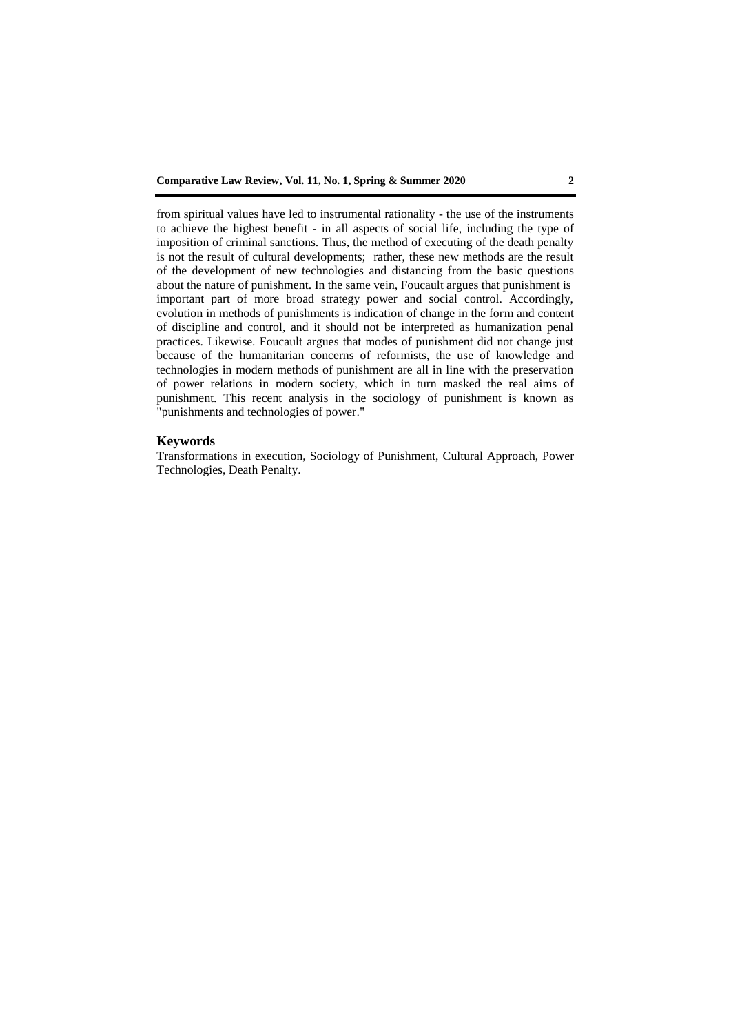from spiritual values have led to instrumental rationality - the use of the instruments to achieve the highest benefit - in all aspects of social life, including the type of imposition of criminal sanctions. Thus, the method of executing of the death penalty is not the result of cultural developments; rather, these new methods are the result of the development of new technologies and distancing from the basic questions about the nature of punishment. In the same vein, Foucault argues that punishment is important part of more broad strategy power and social control. Accordingly, evolution in methods of punishments is indication of change in the form and content of discipline and control, and it should not be interpreted as humanization penal practices. Likewise. Foucault argues that modes of punishment did not change just because of the humanitarian concerns of reformists, the use of knowledge and technologies in modern methods of punishment are all in line with the preservation of power relations in modern society, which in turn masked the real aims of punishment. This recent analysis in the sociology of punishment is known as "punishments and technologies of power."

## Keywords

Transformations in execution, Sociology of Punishment, Cultural Approach, Power Technologies, Death Penalty.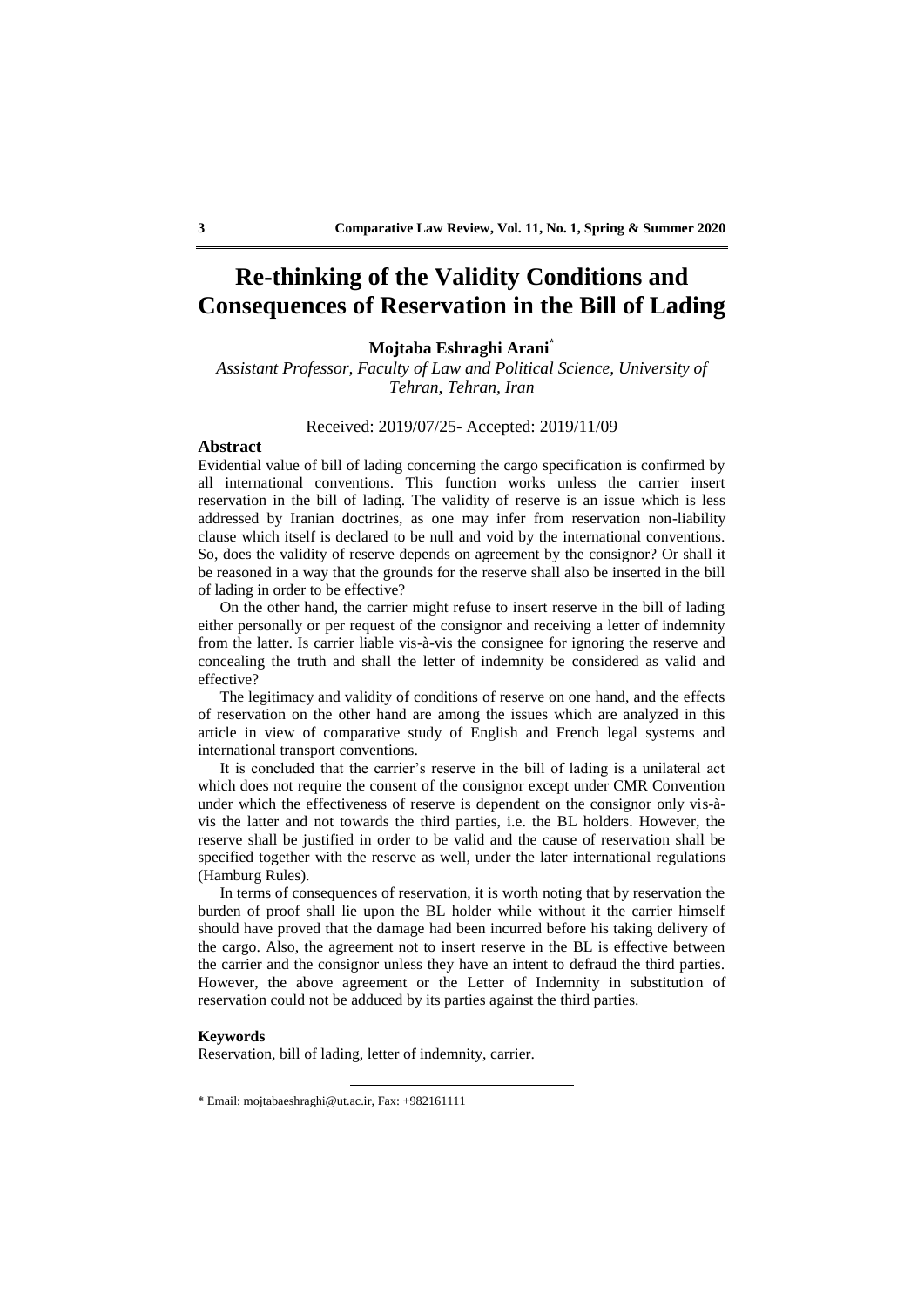# Re-thinking of the Validity Conditions and Consequences of Reservation in the Bill of Lading

**Mojtaba Eshraghi Arani***

*Assistant Professor, Faculty of Law and Political Science, University of Tehran, Tehran, Iran*

Received: 2019/07/25- Accepted: 2019/11/09

## Abstract

Evidential value of bill of lading concerning the cargo specification is confirmed by all international conventions. This function works unless the carrier insert reservation in the bill of lading. The validity of reserve is an issue which is less addressed by Iranian doctrines, as one may infer from reservation non-liability clause which itself is declared to be null and void by the international conventions. So, does the validity of reserve depends on agreement by the consignor? Or shall it be reasoned in a way that the grounds for the reserve shall also be inserted in the bill of lading in order to be effective?

On the other hand, the carrier might refuse to insert reserve in the bill of lading either personally or per request of the consignor and receiving a letter of indemnity from the latter. Is carrier liable vis-à-vis the consignee for ignoring the reserve and concealing the truth and shall the letter of indemnity be considered as valid and effective?

The legitimacy and validity of conditions of reserve on one hand, and the effects of reservation on the other hand are among the issues which are analyzed in this article in view of comparative study of English and French legal systems and international transport conventions.

It is concluded that the carrier's reserve in the bill of lading is a unilateral act which does not require the consent of the consignor except under CMR Convention under which the effectiveness of reserve is dependent on the consignor only vis-à-vis the latter and not towards the third parties, i.e. the BL holders. However, the reserve shall be justified in order to be valid and the cause of reservation shall be specified together with the reserve as well, under the later international regulations (Hamburg Rules).

In terms of consequences of reservation, it is worth noting that by reservation the burden of proof shall lie upon the BL holder while without it the carrier himself should have proved that the damage had been incurred before his taking delivery of the cargo. Also, the agreement not to insert reserve in the BL is effective between the carrier and the consignor unless they have an intent to defraud the third parties. However, the above agreement or the Letter of Indemnity in substitution of reservation could not be adduced by its parties against the third parties.

### Keywords

Reservation, bill of lading, letter of indemnity, carrier.

---

\* Email: mojtabaeshraghi@ut.ac.ir, Fax: +982161111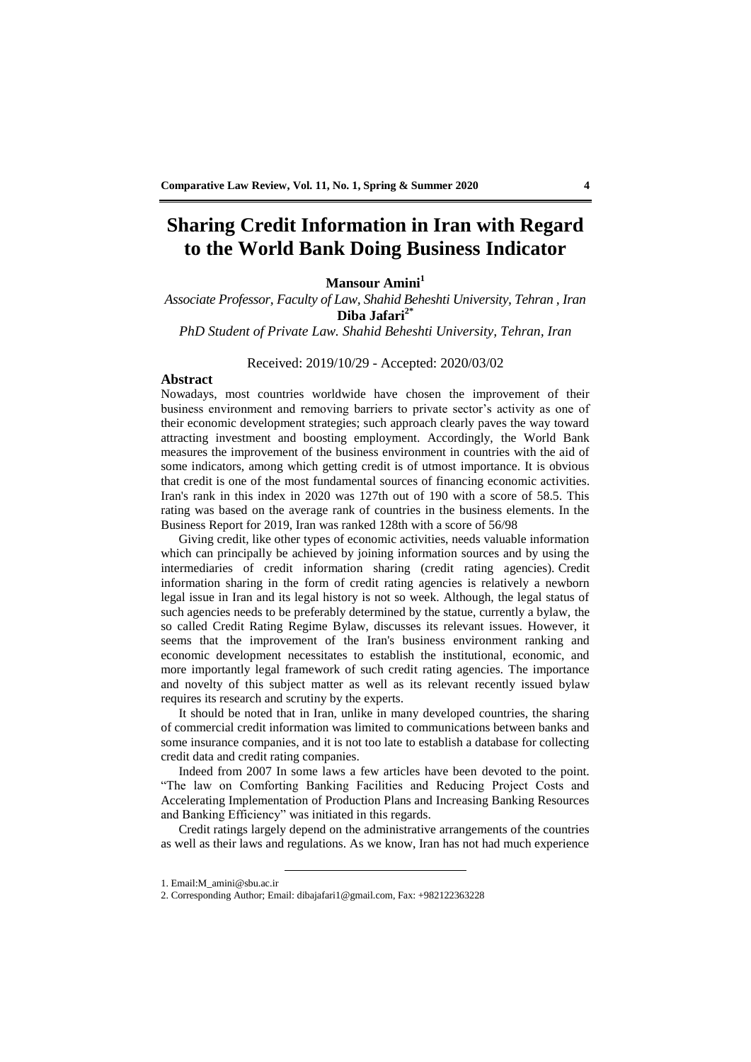# Sharing Credit Information in Iran with Regard to the World Bank Doing Business Indicator

**Mansour Amini**[1]

*Associate Professor, Faculty of Law, Shahid Beheshti University, Tehran , Iran*

**Diba Jafari**[2*]

*PhD Student of Private Law. Shahid Beheshti University, Tehran, Iran*

Received: 2019/10/29 - Accepted: 2020/03/02

## Abstract

Nowadays, most countries worldwide have chosen the improvement of their business environment and removing barriers to private sector's activity as one of their economic development strategies; such approach clearly paves the way toward attracting investment and boosting employment. Accordingly, the World Bank measures the improvement of the business environment in countries with the aid of some indicators, among which getting credit is of utmost importance. It is obvious that credit is one of the most fundamental sources of financing economic activities. Iran's rank in this index in 2020 was 127th out of 190 with a score of 58.5. This rating was based on the average rank of countries in the business elements. In the Business Report for 2019, Iran was ranked 128th with a score of 56/98

Giving credit, like other types of economic activities, needs valuable information which can principally be achieved by joining information sources and by using the intermediaries of credit information sharing (credit rating agencies). Credit information sharing in the form of credit rating agencies is relatively a newborn legal issue in Iran and its legal history is not so week. Although, the legal status of such agencies needs to be preferably determined by the statue, currently a bylaw, the so called Credit Rating Regime Bylaw, discusses its relevant issues. However, it seems that the improvement of the Iran's business environment ranking and economic development necessitates to establish the institutional, economic, and more importantly legal framework of such credit rating agencies. The importance and novelty of this subject matter as well as its relevant recently issued bylaw requires its research and scrutiny by the experts.

It should be noted that in Iran, unlike in many developed countries, the sharing of commercial credit information was limited to communications between banks and some insurance companies, and it is not too late to establish a database for collecting credit data and credit rating companies.

Indeed from 2007 In some laws a few articles have been devoted to the point. "The law on Comforting Banking Facilities and Reducing Project Costs and Accelerating Implementation of Production Plans and Increasing Banking Resources and Banking Efficiency" was initiated in this regards.

Credit ratings largely depend on the administrative arrangements of the countries as well as their laws and regulations. As we know, Iran has not had much experience

---

1. Email:M_amini@sbu.ac.ir
2. Corresponding Author; Email: dibajafari1@gmail.com, Fax: +982122363228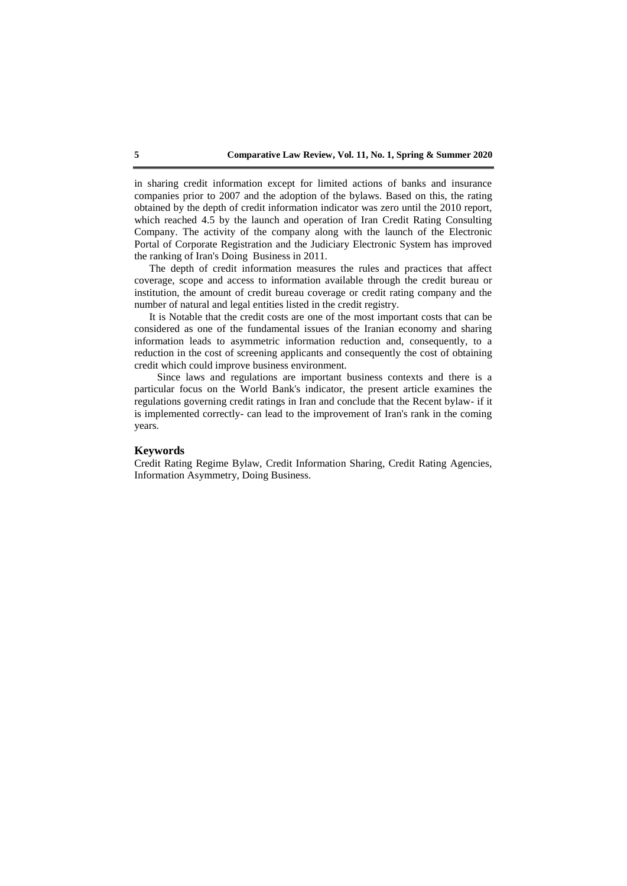in sharing credit information except for limited actions of banks and insurance companies prior to 2007 and the adoption of the bylaws. Based on this, the rating obtained by the depth of credit information indicator was zero until the 2010 report, which reached 4.5 by the launch and operation of Iran Credit Rating Consulting Company. The activity of the company along with the launch of the Electronic Portal of Corporate Registration and the Judiciary Electronic System has improved the ranking of Iran's Doing Business in 2011.

The depth of credit information measures the rules and practices that affect coverage, scope and access to information available through the credit bureau or institution, the amount of credit bureau coverage or credit rating company and the number of natural and legal entities listed in the credit registry.

It is Notable that the credit costs are one of the most important costs that can be considered as one of the fundamental issues of the Iranian economy and sharing information leads to asymmetric information reduction and, consequently, to a reduction in the cost of screening applicants and consequently the cost of obtaining credit which could improve business environment.

Since laws and regulations are important business contexts and there is a particular focus on the World Bank's indicator, the present article examines the regulations governing credit ratings in Iran and conclude that the Recent bylaw- if it is implemented correctly- can lead to the improvement of Iran's rank in the coming years.

### Keywords

Credit Rating Regime Bylaw, Credit Information Sharing, Credit Rating Agencies, Information Asymmetry, Doing Business.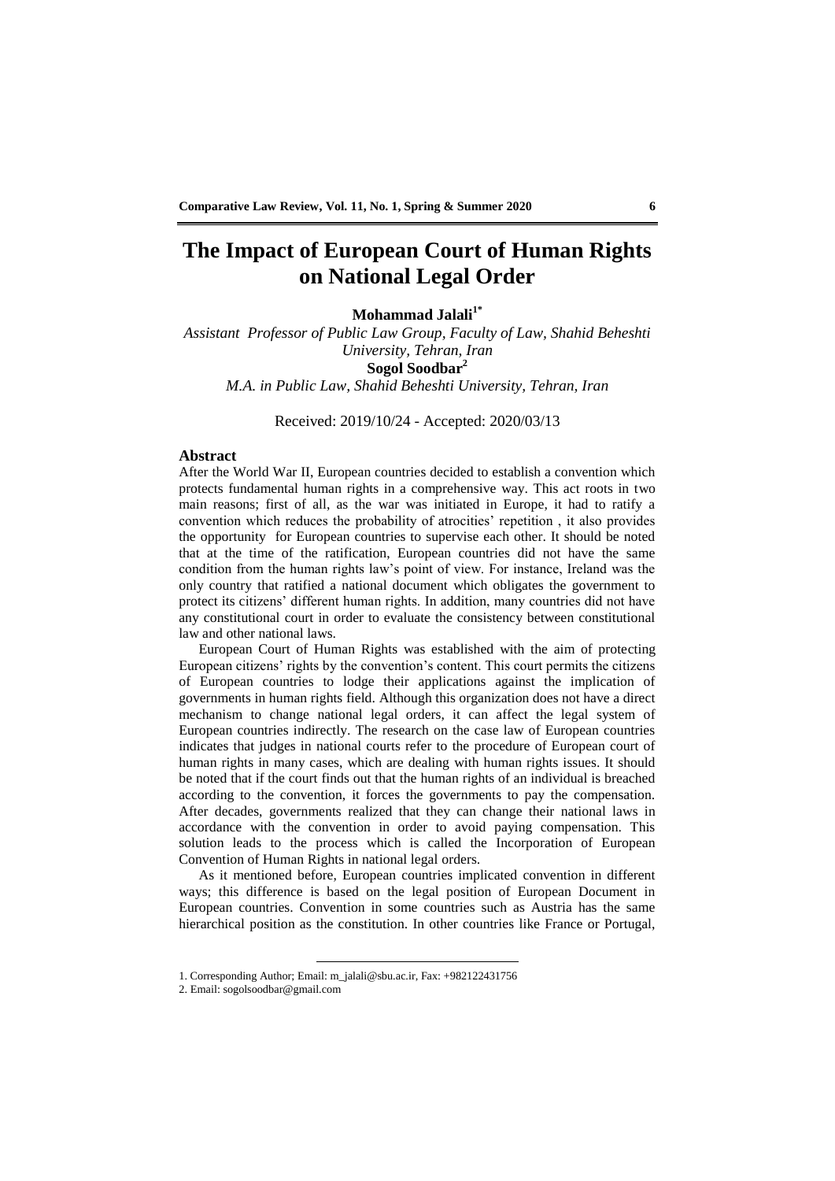# The Impact of European Court of Human Rights on National Legal Order

**Mohammad Jalali**[1*]

*Assistant Professor of Public Law Group, Faculty of Law, Shahid Beheshti University, Tehran, Iran*

**Sogol Soodbar**[2]

*M.A. in Public Law, Shahid Beheshti University, Tehran, Iran*

Received: 2019/10/24 - Accepted: 2020/03/13

### Abstract

After the World War II, European countries decided to establish a convention which protects fundamental human rights in a comprehensive way. This act roots in two main reasons; first of all, as the war was initiated in Europe, it had to ratify a convention which reduces the probability of atrocities' repetition , it also provides the opportunity for European countries to supervise each other. It should be noted that at the time of the ratification, European countries did not have the same condition from the human rights law's point of view. For instance, Ireland was the only country that ratified a national document which obligates the government to protect its citizens' different human rights. In addition, many countries did not have any constitutional court in order to evaluate the consistency between constitutional law and other national laws.

European Court of Human Rights was established with the aim of protecting European citizens' rights by the convention's content. This court permits the citizens of European countries to lodge their applications against the implication of governments in human rights field. Although this organization does not have a direct mechanism to change national legal orders, it can affect the legal system of European countries indirectly. The research on the case law of European countries indicates that judges in national courts refer to the procedure of European court of human rights in many cases, which are dealing with human rights issues. It should be noted that if the court finds out that the human rights of an individual is breached according to the convention, it forces the governments to pay the compensation. After decades, governments realized that they can change their national laws in accordance with the convention in order to avoid paying compensation. This solution leads to the process which is called the Incorporation of European Convention of Human Rights in national legal orders.

As it mentioned before, European countries implicated convention in different ways; this difference is based on the legal position of European Document in European countries. Convention in some countries such as Austria has the same hierarchical position as the constitution. In other countries like France or Portugal,

---

1. Corresponding Author; Email: m_jalali@sbu.ac.ir, Fax: +982122431756
2. Email: sogolsoodbar@gmail.com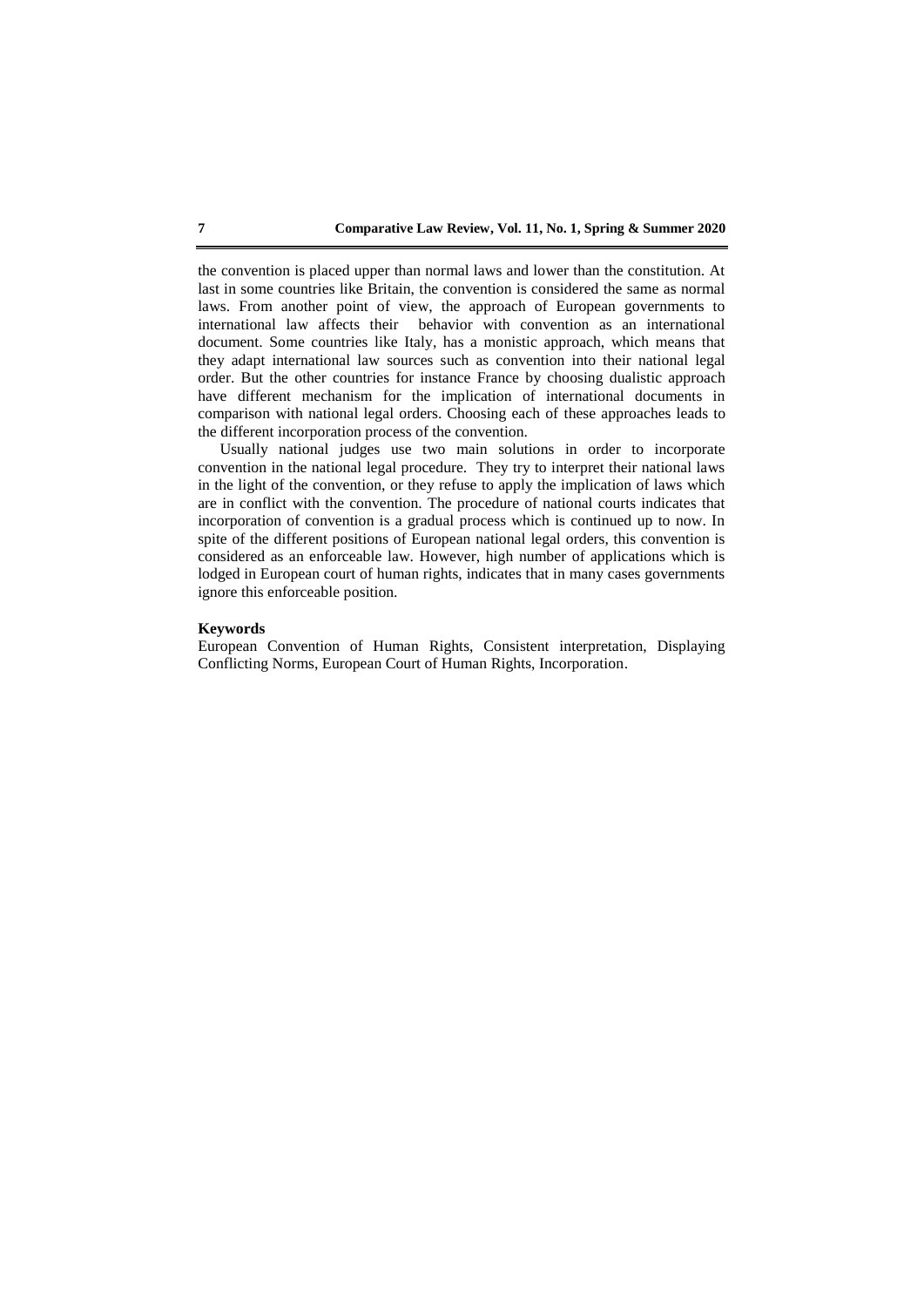the convention is placed upper than normal laws and lower than the constitution. At last in some countries like Britain, the convention is considered the same as normal laws. From another point of view, the approach of European governments to international law affects their behavior with convention as an international document. Some countries like Italy, has a monistic approach, which means that they adapt international law sources such as convention into their national legal order. But the other countries for instance France by choosing dualistic approach have different mechanism for the implication of international documents in comparison with national legal orders. Choosing each of these approaches leads to the different incorporation process of the convention.

Usually national judges use two main solutions in order to incorporate convention in the national legal procedure. They try to interpret their national laws in the light of the convention, or they refuse to apply the implication of laws which are in conflict with the convention. The procedure of national courts indicates that incorporation of convention is a gradual process which is continued up to now. In spite of the different positions of European national legal orders, this convention is considered as an enforceable law. However, high number of applications which is lodged in European court of human rights, indicates that in many cases governments ignore this enforceable position.

**Keywords**

European Convention of Human Rights, Consistent interpretation, Displaying Conflicting Norms, European Court of Human Rights, Incorporation.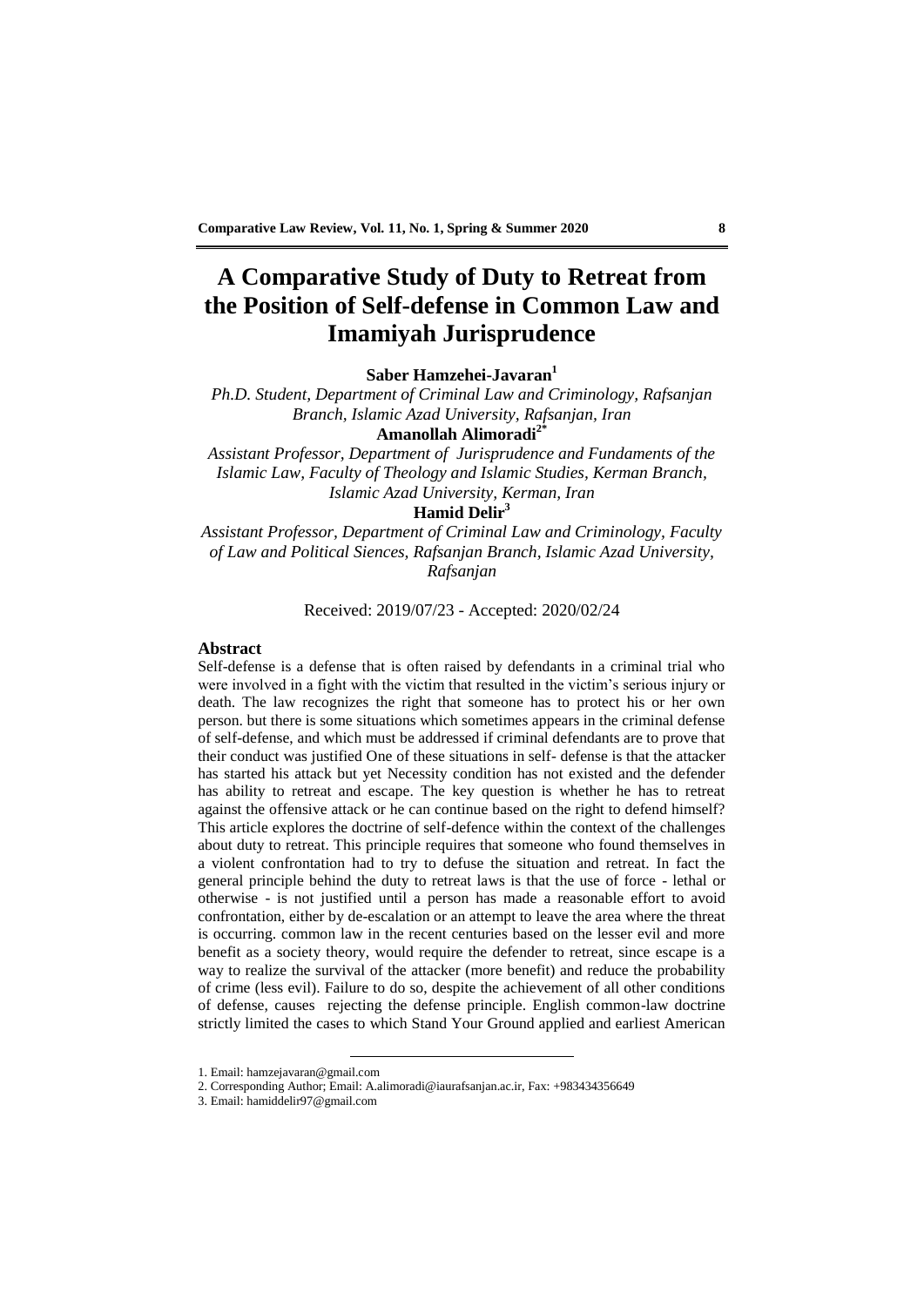# A Comparative Study of Duty to Retreat from the Position of Self-defense in Common Law and Imamiyah Jurisprudence

**Saber Hamzehei-Javaran[1]**

*Ph.D. Student, Department of Criminal Law and Criminology, Rafsanjan Branch, Islamic Azad University, Rafsanjan, Iran*

**Amanollah Alimoradi[2*]**

*Assistant Professor, Department of Jurisprudence and Fundaments of the Islamic Law, Faculty of Theology and Islamic Studies, Kerman Branch, Islamic Azad University, Kerman, Iran*

**Hamid Delir[3]**

*Assistant Professor, Department of Criminal Law and Criminology, Faculty of Law and Political Siences, Rafsanjan Branch, Islamic Azad University, Rafsanjan*

Received: 2019/07/23 - Accepted: 2020/02/24

## Abstract

Self-defense is a defense that is often raised by defendants in a criminal trial who were involved in a fight with the victim that resulted in the victim's serious injury or death. The law recognizes the right that someone has to protect his or her own person. but there is some situations which sometimes appears in the criminal defense of self-defense, and which must be addressed if criminal defendants are to prove that their conduct was justified One of these situations in self- defense is that the attacker has started his attack but yet Necessity condition has not existed and the defender has ability to retreat and escape. The key question is whether he has to retreat against the offensive attack or he can continue based on the right to defend himself? This article explores the doctrine of self-defence within the context of the challenges about duty to retreat. This principle requires that someone who found themselves in a violent confrontation had to try to defuse the situation and retreat. In fact the general principle behind the duty to retreat laws is that the use of force - lethal or otherwise - is not justified until a person has made a reasonable effort to avoid confrontation, either by de-escalation or an attempt to leave the area where the threat is occurring. common law in the recent centuries based on the lesser evil and more benefit as a society theory, would require the defender to retreat, since escape is a way to realize the survival of the attacker (more benefit) and reduce the probability of crime (less evil). Failure to do so, despite the achievement of all other conditions of defense, causes rejecting the defense principle. English common-law doctrine strictly limited the cases to which Stand Your Ground applied and earliest American

---

1. Email: hamzejavaran@gmail.com
2. Corresponding Author; Email: A.alimoradi@iaurafsanjan.ac.ir, Fax: +983434356649
3. Email: hamiddelir97@gmail.com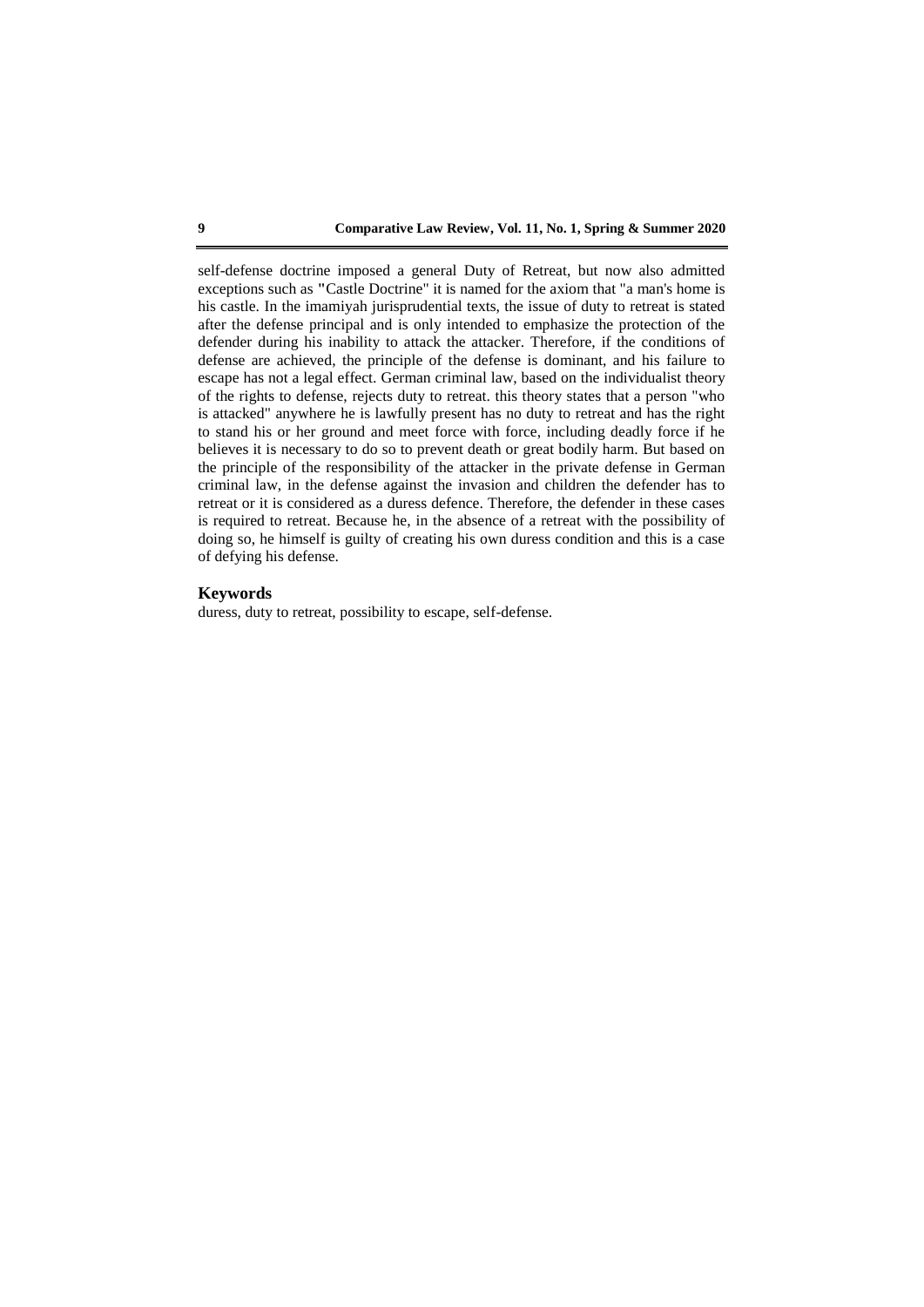self-defense doctrine imposed a general Duty of Retreat, but now also admitted exceptions such as "Castle Doctrine" it is named for the axiom that "a man's home is his castle. In the imamiyah jurisprudential texts, the issue of duty to retreat is stated after the defense principal and is only intended to emphasize the protection of the defender during his inability to attack the attacker. Therefore, if the conditions of defense are achieved, the principle of the defense is dominant, and his failure to escape has not a legal effect. German criminal law, based on the individualist theory of the rights to defense, rejects duty to retreat. this theory states that a person "who is attacked" anywhere he is lawfully present has no duty to retreat and has the right to stand his or her ground and meet force with force, including deadly force if he believes it is necessary to do so to prevent death or great bodily harm. But based on the principle of the responsibility of the attacker in the private defense in German criminal law, in the defense against the invasion and children the defender has to retreat or it is considered as a duress defence. Therefore, the defender in these cases is required to retreat. Because he, in the absence of a retreat with the possibility of doing so, he himself is guilty of creating his own duress condition and this is a case of defying his defense.

## Keywords

duress, duty to retreat, possibility to escape, self-defense.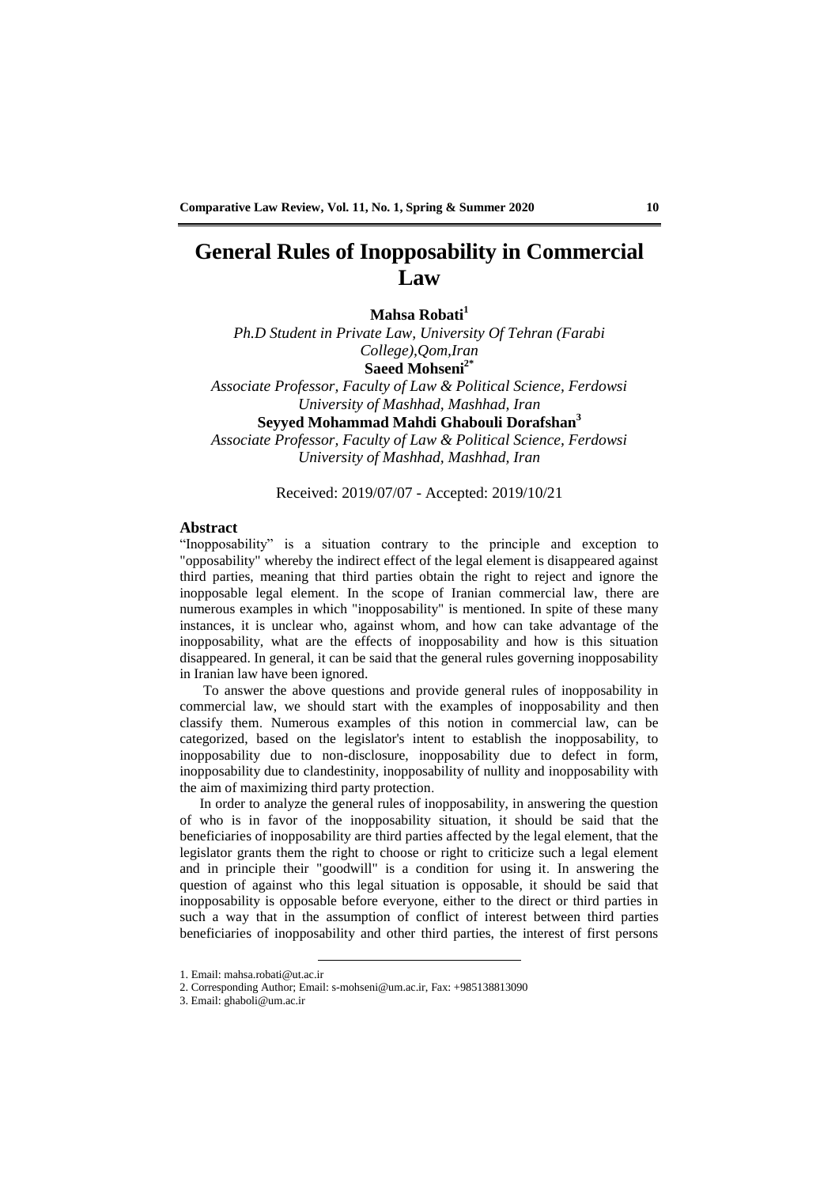# General Rules of Inopposability in Commercial Law

**Mahsa Robati**[1]

*Ph.D Student in Private Law, University Of Tehran (Farabi College),Qom,Iran*

**Saeed Mohseni**[2*]

*Associate Professor, Faculty of Law & Political Science, Ferdowsi University of Mashhad, Mashhad, Iran*

**Seyyed Mohammad Mahdi Ghabouli Dorafshan**[3]

*Associate Professor, Faculty of Law & Political Science, Ferdowsi University of Mashhad, Mashhad, Iran*

Received: 2019/07/07 - Accepted: 2019/10/21

## Abstract

"Inopposability" is a situation contrary to the principle and exception to "opposability" whereby the indirect effect of the legal element is disappeared against third parties, meaning that third parties obtain the right to reject and ignore the inopposable legal element. In the scope of Iranian commercial law, there are numerous examples in which "inopposability" is mentioned. In spite of these many instances, it is unclear who, against whom, and how can take advantage of the inopposability, what are the effects of inopposability and how is this situation disappeared. In general, it can be said that the general rules governing inopposability in Iranian law have been ignored.

To answer the above questions and provide general rules of inopposability in commercial law, we should start with the examples of inopposability and then classify them. Numerous examples of this notion in commercial law, can be categorized, based on the legislator's intent to establish the inopposability, to inopposability due to non-disclosure, inopposability due to defect in form, inopposability due to clandestinity, inopposability of nullity and inopposability with the aim of maximizing third party protection.

In order to analyze the general rules of inopposability, in answering the question of who is in favor of the inopposability situation, it should be said that the beneficiaries of inopposability are third parties affected by the legal element, that the legislator grants them the right to choose or right to criticize such a legal element and in principle their "goodwill" is a condition for using it. In answering the question of against who this legal situation is opposable, it should be said that inopposability is opposable before everyone, either to the direct or third parties in such a way that in the assumption of conflict of interest between third parties beneficiaries of inopposability and other third parties, the interest of first persons

---

1. Email: mahsa.robati@ut.ac.ir
2. Corresponding Author; Email: s-mohseni@um.ac.ir, Fax: +985138813090
3. Email: ghaboli@um.ac.ir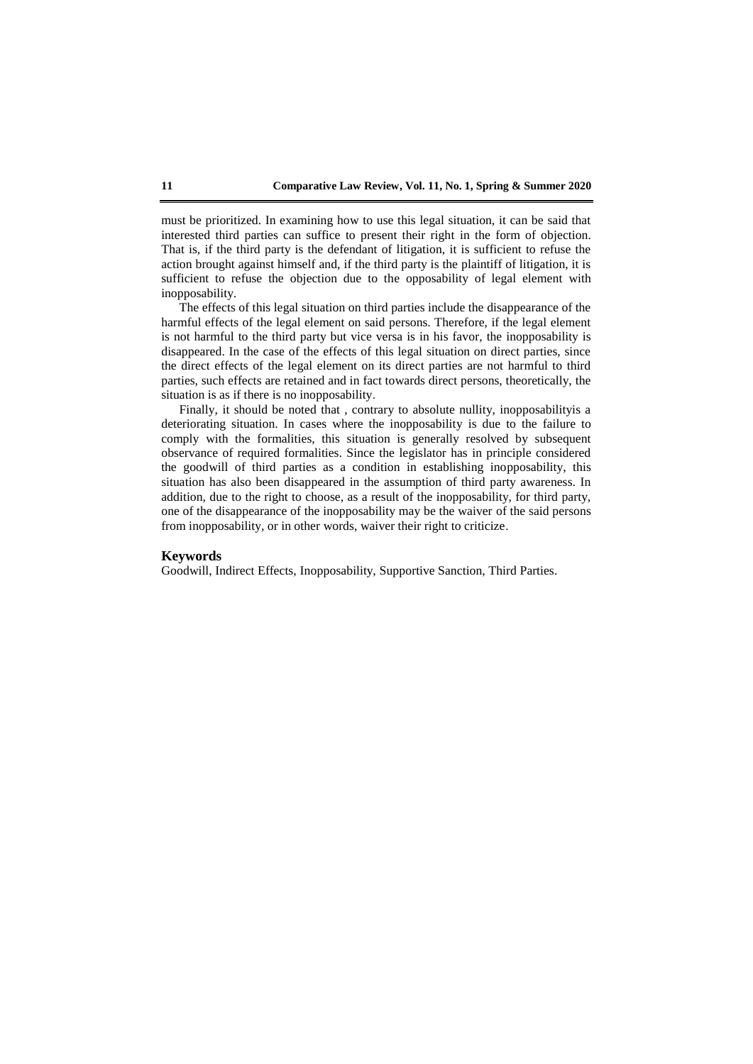must be prioritized. In examining how to use this legal situation, it can be said that interested third parties can suffice to present their right in the form of objection. That is, if the third party is the defendant of litigation, it is sufficient to refuse the action brought against himself and, if the third party is the plaintiff of litigation, it is sufficient to refuse the objection due to the opposability of legal element with inopposability.

The effects of this legal situation on third parties include the disappearance of the harmful effects of the legal element on said persons. Therefore, if the legal element is not harmful to the third party but vice versa is in his favor, the inopposability is disappeared. In the case of the effects of this legal situation on direct parties, since the direct effects of the legal element on its direct parties are not harmful to third parties, such effects are retained and in fact towards direct persons, theoretically, the situation is as if there is no inopposability.

Finally, it should be noted that , contrary to absolute nullity, inopposabilityis a deteriorating situation. In cases where the inopposability is due to the failure to comply with the formalities, this situation is generally resolved by subsequent observance of required formalities. Since the legislator has in principle considered the goodwill of third parties as a condition in establishing inopposability, this situation has also been disappeared in the assumption of third party awareness. In addition, due to the right to choose, as a result of the inopposability, for third party, one of the disappearance of the inopposability may be the waiver of the said persons from inopposability, or in other words, waiver their right to criticize.

## Keywords

Goodwill, Indirect Effects, Inopposability, Supportive Sanction, Third Parties.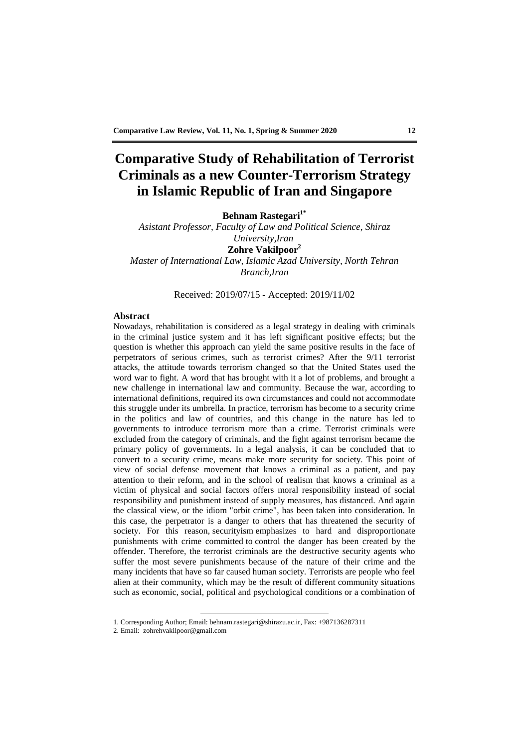# Comparative Study of Rehabilitation of Terrorist Criminals as a new Counter-Terrorism Strategy in Islamic Republic of Iran and Singapore

**Behnam Rastegari**[1*]

*Asistant Professor, Faculty of Law and Political Science, Shiraz University,Iran*

**Zohre Vakilpoor**[2]

*Master of International Law, Islamic Azad University, North Tehran Branch,Iran*

Received: 2019/07/15 - Accepted: 2019/11/02

## Abstract

Nowadays, rehabilitation is considered as a legal strategy in dealing with criminals in the criminal justice system and it has left significant positive effects; but the question is whether this approach can yield the same positive results in the face of perpetrators of serious crimes, such as terrorist crimes? After the 9/11 terrorist attacks, the attitude towards terrorism changed so that the United States used the word war to fight. A word that has brought with it a lot of problems, and brought a new challenge in international law and community. Because the war, according to international definitions, required its own circumstances and could not accommodate this struggle under its umbrella. In practice, terrorism has become to a security crime in the politics and law of countries, and this change in the nature has led to governments to introduce terrorism more than a crime. Terrorist criminals were excluded from the category of criminals, and the fight against terrorism became the primary policy of governments. In a legal analysis, it can be concluded that to convert to a security crime, means make more security for society. This point of view of social defense movement that knows a criminal as a patient, and pay attention to their reform, and in the school of realism that knows a criminal as a victim of physical and social factors offers moral responsibility instead of social responsibility and punishment instead of supply measures, has distanced. And again the classical view, or the idiom "orbit crime", has been taken into consideration. In this case, the perpetrator is a danger to others that has threatened the security of society. For this reason, securityism emphasizes to hard and disproportionate punishments with crime committed to control the danger has been created by the offender. Therefore, the terrorist criminals are the destructive security agents who suffer the most severe punishments because of the nature of their crime and the many incidents that have so far caused human society. Terrorists are people who feel alien at their community, which may be the result of different community situations such as economic, social, political and psychological conditions or a combination of

---

1. Corresponding Author; Email: behnam.rastegari@shirazu.ac.ir, Fax: +987136287311
2. Email: zohrehvakilpoor@gmail.com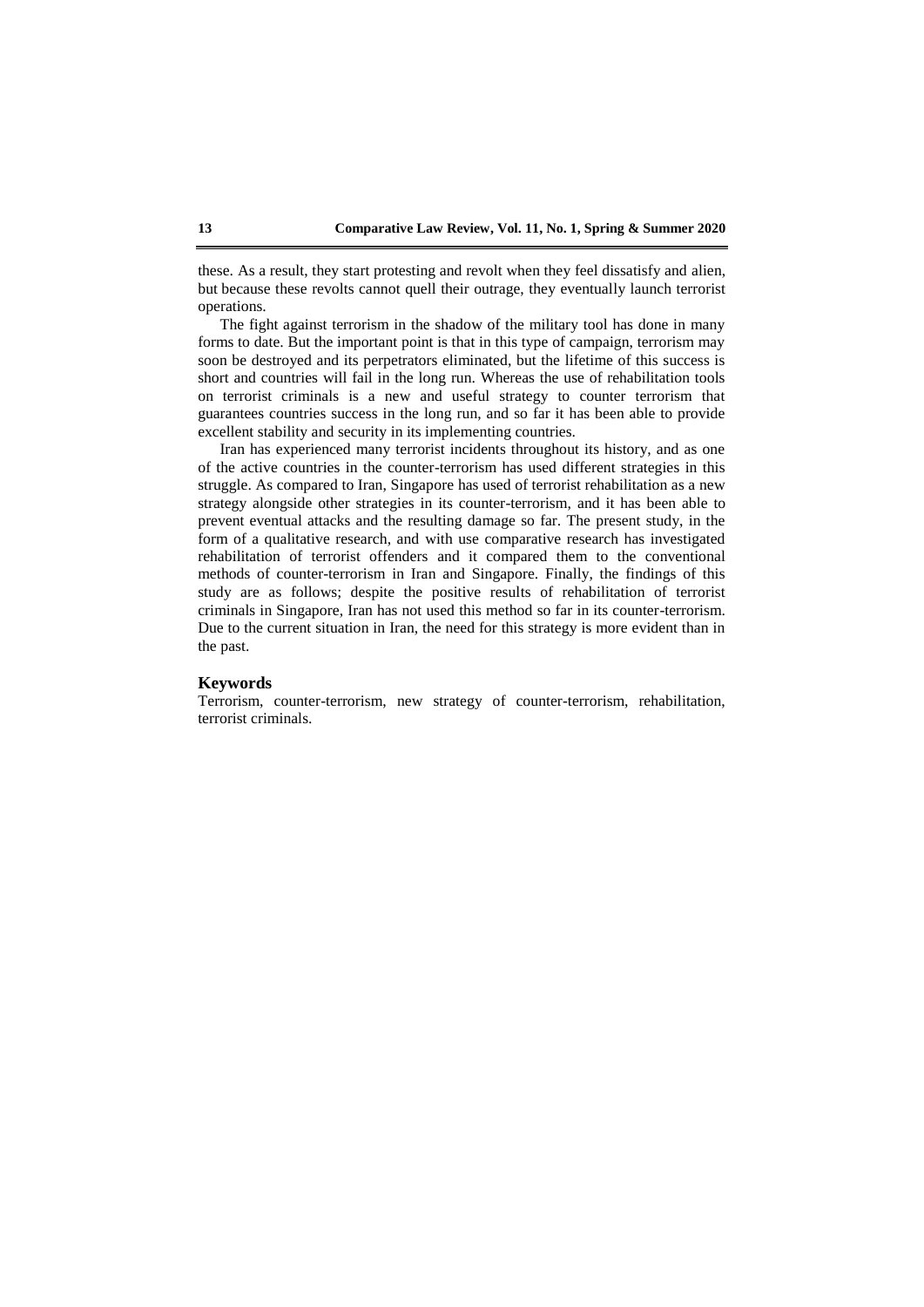these. As a result, they start protesting and revolt when they feel dissatisfy and alien, but because these revolts cannot quell their outrage, they eventually launch terrorist operations.

The fight against terrorism in the shadow of the military tool has done in many forms to date. But the important point is that in this type of campaign, terrorism may soon be destroyed and its perpetrators eliminated, but the lifetime of this success is short and countries will fail in the long run. Whereas the use of rehabilitation tools on terrorist criminals is a new and useful strategy to counter terrorism that guarantees countries success in the long run, and so far it has been able to provide excellent stability and security in its implementing countries.

Iran has experienced many terrorist incidents throughout its history, and as one of the active countries in the counter-terrorism has used different strategies in this struggle. As compared to Iran, Singapore has used of terrorist rehabilitation as a new strategy alongside other strategies in its counter-terrorism, and it has been able to prevent eventual attacks and the resulting damage so far. The present study, in the form of a qualitative research, and with use comparative research has investigated rehabilitation of terrorist offenders and it compared them to the conventional methods of counter-terrorism in Iran and Singapore. Finally, the findings of this study are as follows; despite the positive results of rehabilitation of terrorist criminals in Singapore, Iran has not used this method so far in its counter-terrorism. Due to the current situation in Iran, the need for this strategy is more evident than in the past.

### Keywords

Terrorism, counter-terrorism, new strategy of counter-terrorism, rehabilitation, terrorist criminals.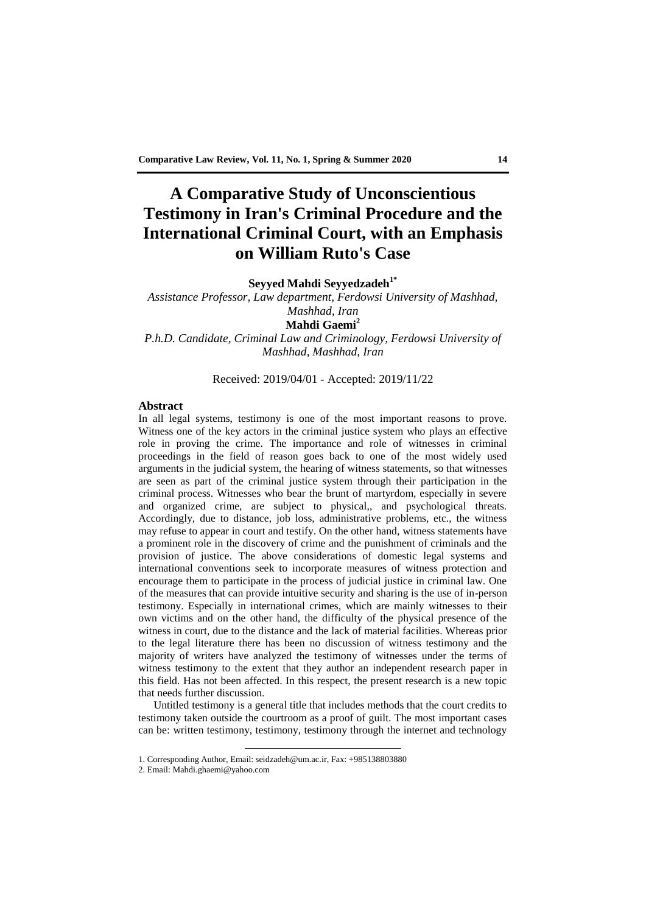# A Comparative Study of Unconscientious Testimony in Iran's Criminal Procedure and the International Criminal Court, with an Emphasis on William Ruto's Case

**Seyyed Mahdi Seyyedzadeh[1*]**

*Assistance Professor, Law department, Ferdowsi University of Mashhad, Mashhad, Iran*

**Mahdi Gaemi[2]**

*P.h.D. Candidate, Criminal Law and Criminology, Ferdowsi University of Mashhad, Mashhad, Iran*

Received: 2019/04/01 - Accepted: 2019/11/22

## Abstract

In all legal systems, testimony is one of the most important reasons to prove. Witness one of the key actors in the criminal justice system who plays an effective role in proving the crime. The importance and role of witnesses in criminal proceedings in the field of reason goes back to one of the most widely used arguments in the judicial system, the hearing of witness statements, so that witnesses are seen as part of the criminal justice system through their participation in the criminal process. Witnesses who bear the brunt of martyrdom, especially in severe and organized crime, are subject to physical,, and psychological threats. Accordingly, due to distance, job loss, administrative problems, etc., the witness may refuse to appear in court and testify. On the other hand, witness statements have a prominent role in the discovery of crime and the punishment of criminals and the provision of justice. The above considerations of domestic legal systems and international conventions seek to incorporate measures of witness protection and encourage them to participate in the process of judicial justice in criminal law. One of the measures that can provide intuitive security and sharing is the use of in-person testimony. Especially in international crimes, which are mainly witnesses to their own victims and on the other hand, the difficulty of the physical presence of the witness in court, due to the distance and the lack of material facilities. Whereas prior to the legal literature there has been no discussion of witness testimony and the majority of writers have analyzed the testimony of witnesses under the terms of witness testimony to the extent that they author an independent research paper in this field. Has not been affected. In this respect, the present research is a new topic that needs further discussion.

Untitled testimony is a general title that includes methods that the court credits to testimony taken outside the courtroom as a proof of guilt. The most important cases can be: written testimony, testimony, testimony through the internet and technology

---

1. Corresponding Author, Email: seidzadeh@um.ac.ir, Fax: +985138803880
2. Email: Mahdi.ghaemi@yahoo.com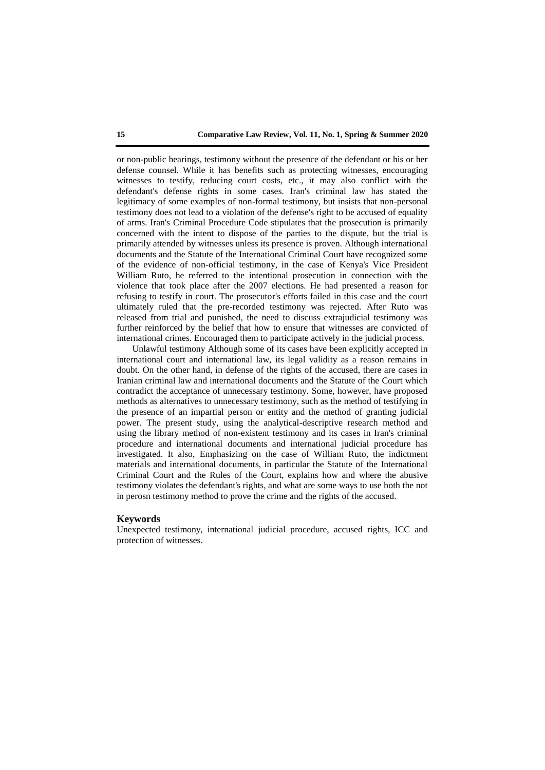or non-public hearings, testimony without the presence of the defendant or his or her defense counsel. While it has benefits such as protecting witnesses, encouraging witnesses to testify, reducing court costs, etc., it may also conflict with the defendant's defense rights in some cases. Iran's criminal law has stated the legitimacy of some examples of non-formal testimony, but insists that non-personal testimony does not lead to a violation of the defense's right to be accused of equality of arms. Iran's Criminal Procedure Code stipulates that the prosecution is primarily concerned with the intent to dispose of the parties to the dispute, but the trial is primarily attended by witnesses unless its presence is proven. Although international documents and the Statute of the International Criminal Court have recognized some of the evidence of non-official testimony, in the case of Kenya's Vice President William Ruto, he referred to the intentional prosecution in connection with the violence that took place after the 2007 elections. He had presented a reason for refusing to testify in court. The prosecutor's efforts failed in this case and the court ultimately ruled that the pre-recorded testimony was rejected. After Ruto was released from trial and punished, the need to discuss extrajudicial testimony was further reinforced by the belief that how to ensure that witnesses are convicted of international crimes. Encouraged them to participate actively in the judicial process.

Unlawful testimony Although some of its cases have been explicitly accepted in international court and international law, its legal validity as a reason remains in doubt. On the other hand, in defense of the rights of the accused, there are cases in Iranian criminal law and international documents and the Statute of the Court which contradict the acceptance of unnecessary testimony. Some, however, have proposed methods as alternatives to unnecessary testimony, such as the method of testifying in the presence of an impartial person or entity and the method of granting judicial power. The present study, using the analytical-descriptive research method and using the library method of non-existent testimony and its cases in Iran's criminal procedure and international documents and international judicial procedure has investigated. It also, Emphasizing on the case of William Ruto, the indictment materials and international documents, in particular the Statute of the International Criminal Court and the Rules of the Court, explains how and where the abusive testimony violates the defendant's rights, and what are some ways to use both the not in perosn testimony method to prove the crime and the rights of the accused.

## Keywords

Unexpected testimony, international judicial procedure, accused rights, ICC and protection of witnesses.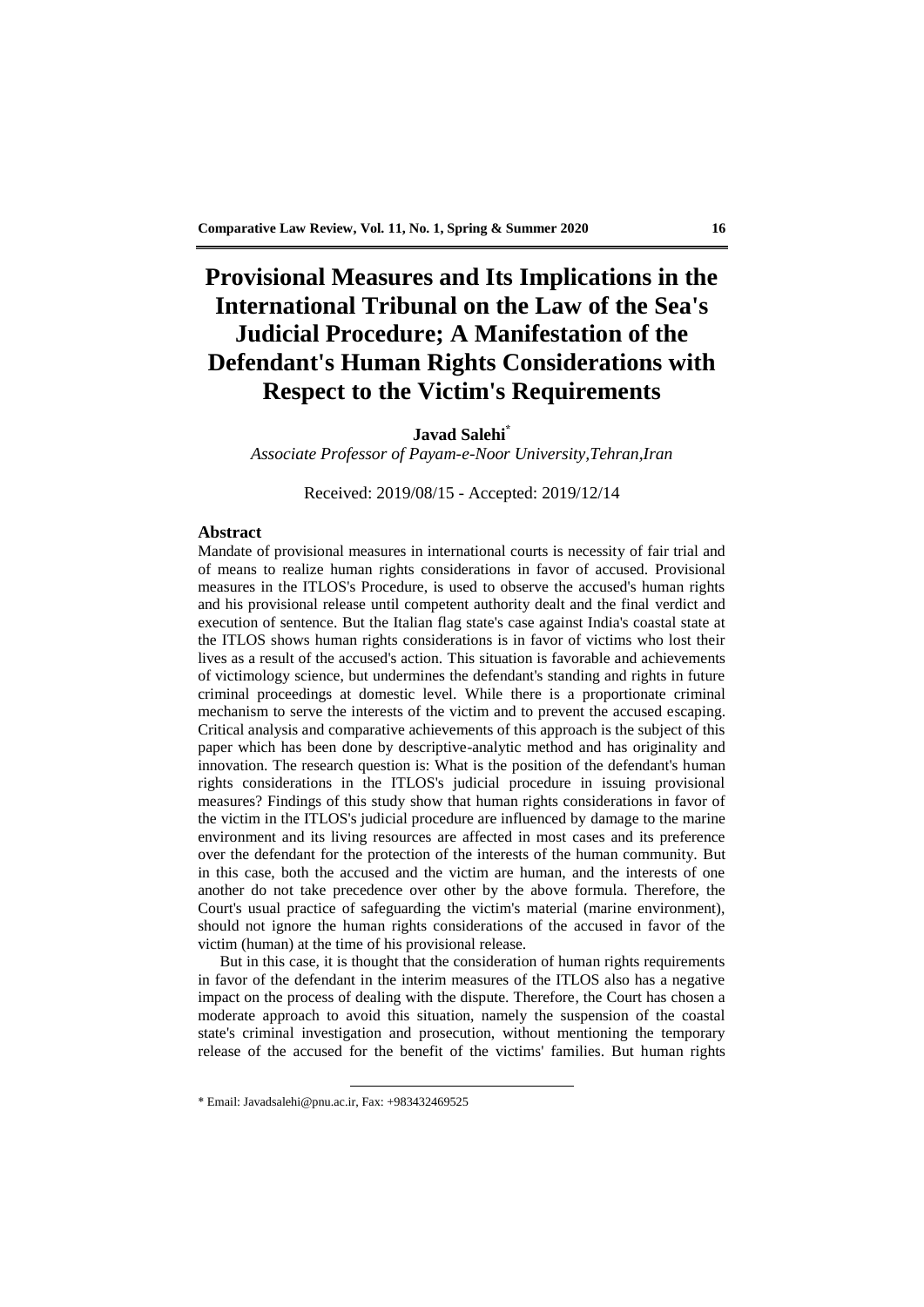# Provisional Measures and Its Implications in the International Tribunal on the Law of the Sea's Judicial Procedure; A Manifestation of the Defendant's Human Rights Considerations with Respect to the Victim's Requirements

**Javad Salehi***

*Associate Professor of Payam-e-Noor University,Tehran,Iran*

Received: 2019/08/15 - Accepted: 2019/12/14

## Abstract

Mandate of provisional measures in international courts is necessity of fair trial and of means to realize human rights considerations in favor of accused. Provisional measures in the ITLOS's Procedure, is used to observe the accused's human rights and his provisional release until competent authority dealt and the final verdict and execution of sentence. But the Italian flag state's case against India's coastal state at the ITLOS shows human rights considerations is in favor of victims who lost their lives as a result of the accused's action. This situation is favorable and achievements of victimology science, but undermines the defendant's standing and rights in future criminal proceedings at domestic level. While there is a proportionate criminal mechanism to serve the interests of the victim and to prevent the accused escaping. Critical analysis and comparative achievements of this approach is the subject of this paper which has been done by descriptive-analytic method and has originality and innovation. The research question is: What is the position of the defendant's human rights considerations in the ITLOS's judicial procedure in issuing provisional measures? Findings of this study show that human rights considerations in favor of the victim in the ITLOS's judicial procedure are influenced by damage to the marine environment and its living resources are affected in most cases and its preference over the defendant for the protection of the interests of the human community. But in this case, both the accused and the victim are human, and the interests of one another do not take precedence over other by the above formula. Therefore, the Court's usual practice of safeguarding the victim's material (marine environment), should not ignore the human rights considerations of the accused in favor of the victim (human) at the time of his provisional release.

But in this case, it is thought that the consideration of human rights requirements in favor of the defendant in the interim measures of the ITLOS also has a negative impact on the process of dealing with the dispute. Therefore, the Court has chosen a moderate approach to avoid this situation, namely the suspension of the coastal state's criminal investigation and prosecution, without mentioning the temporary release of the accused for the benefit of the victims' families. But human rights

---

\* Email: Javadsalehi@pnu.ac.ir, Fax: +983432469525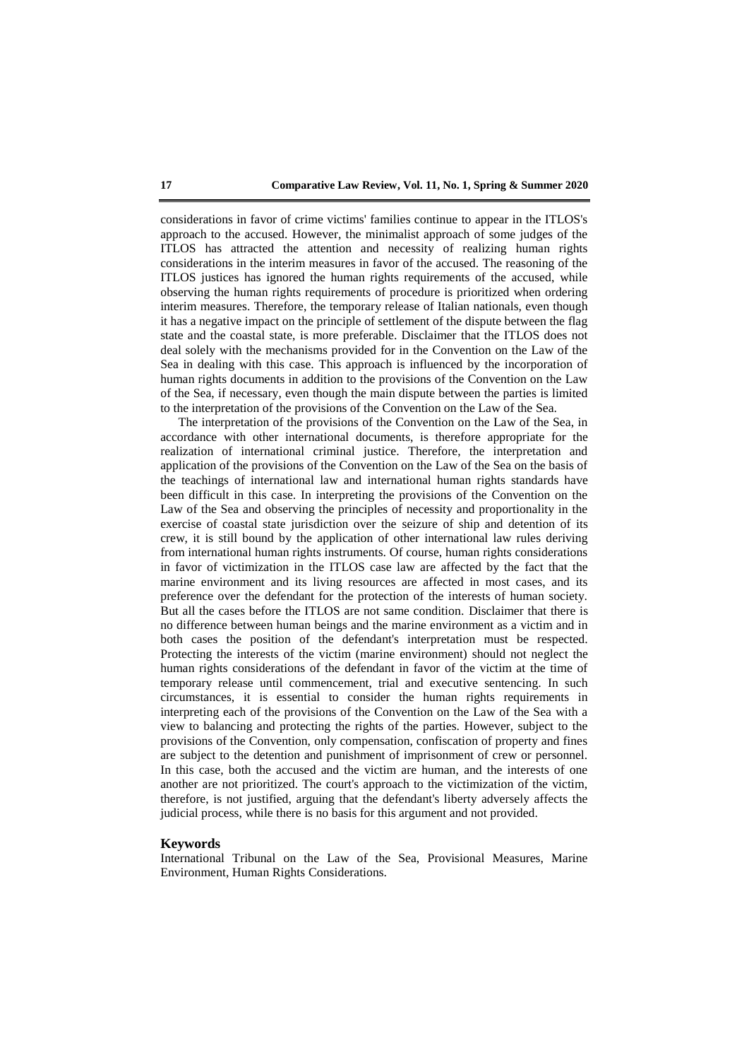considerations in favor of crime victims' families continue to appear in the ITLOS's approach to the accused. However, the minimalist approach of some judges of the ITLOS has attracted the attention and necessity of realizing human rights considerations in the interim measures in favor of the accused. The reasoning of the ITLOS justices has ignored the human rights requirements of the accused, while observing the human rights requirements of procedure is prioritized when ordering interim measures. Therefore, the temporary release of Italian nationals, even though it has a negative impact on the principle of settlement of the dispute between the flag state and the coastal state, is more preferable. Disclaimer that the ITLOS does not deal solely with the mechanisms provided for in the Convention on the Law of the Sea in dealing with this case. This approach is influenced by the incorporation of human rights documents in addition to the provisions of the Convention on the Law of the Sea, if necessary, even though the main dispute between the parties is limited to the interpretation of the provisions of the Convention on the Law of the Sea.

The interpretation of the provisions of the Convention on the Law of the Sea, in accordance with other international documents, is therefore appropriate for the realization of international criminal justice. Therefore, the interpretation and application of the provisions of the Convention on the Law of the Sea on the basis of the teachings of international law and international human rights standards have been difficult in this case. In interpreting the provisions of the Convention on the Law of the Sea and observing the principles of necessity and proportionality in the exercise of coastal state jurisdiction over the seizure of ship and detention of its crew, it is still bound by the application of other international law rules deriving from international human rights instruments. Of course, human rights considerations in favor of victimization in the ITLOS case law are affected by the fact that the marine environment and its living resources are affected in most cases, and its preference over the defendant for the protection of the interests of human society. But all the cases before the ITLOS are not same condition. Disclaimer that there is no difference between human beings and the marine environment as a victim and in both cases the position of the defendant's interpretation must be respected. Protecting the interests of the victim (marine environment) should not neglect the human rights considerations of the defendant in favor of the victim at the time of temporary release until commencement, trial and executive sentencing. In such circumstances, it is essential to consider the human rights requirements in interpreting each of the provisions of the Convention on the Law of the Sea with a view to balancing and protecting the rights of the parties. However, subject to the provisions of the Convention, only compensation, confiscation of property and fines are subject to the detention and punishment of imprisonment of crew or personnel. In this case, both the accused and the victim are human, and the interests of one another are not prioritized. The court's approach to the victimization of the victim, therefore, is not justified, arguing that the defendant's liberty adversely affects the judicial process, while there is no basis for this argument and not provided.

## Keywords

International Tribunal on the Law of the Sea, Provisional Measures, Marine Environment, Human Rights Considerations.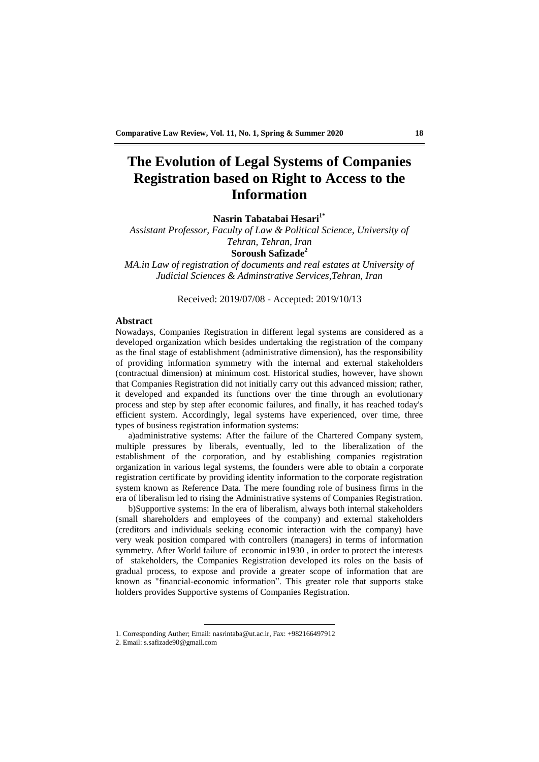# The Evolution of Legal Systems of Companies Registration based on Right to Access to the Information

**Nasrin Tabatabai Hesari**[1*]

*Assistant Professor, Faculty of Law & Political Science, University of Tehran, Tehran, Iran*

**Soroush Safizade**[2]

*MA.in Law of registration of documents and real estates at University of Judicial Sciences & Adminstrative Services,Tehran, Iran*

Received: 2019/07/08 - Accepted: 2019/10/13

## Abstract

Nowadays, Companies Registration in different legal systems are considered as a developed organization which besides undertaking the registration of the company as the final stage of establishment (administrative dimension), has the responsibility of providing information symmetry with the internal and external stakeholders (contractual dimension) at minimum cost. Historical studies, however, have shown that Companies Registration did not initially carry out this advanced mission; rather, it developed and expanded its functions over the time through an evolutionary process and step by step after economic failures, and finally, it has reached today's efficient system. Accordingly, legal systems have experienced, over time, three types of business registration information systems:

a)administrative systems: After the failure of the Chartered Company system, multiple pressures by liberals, eventually, led to the liberalization of the establishment of the corporation, and by establishing companies registration organization in various legal systems, the founders were able to obtain a corporate registration certificate by providing identity information to the corporate registration system known as Reference Data. The mere founding role of business firms in the era of liberalism led to rising the Administrative systems of Companies Registration.

b)Supportive systems: In the era of liberalism, always both internal stakeholders (small shareholders and employees of the company) and external stakeholders (creditors and individuals seeking economic interaction with the company) have very weak position compared with controllers (managers) in terms of information symmetry. After World failure of economic in1930 , in order to protect the interests of stakeholders, the Companies Registration developed its roles on the basis of gradual process, to expose and provide a greater scope of information that are known as "financial-economic information". This greater role that supports stake holders provides Supportive systems of Companies Registration.

---

1. Corresponding Auther; Email: nasrintaba@ut.ac.ir, Fax: +982166497912
2. Email: s.safizade90@gmail.com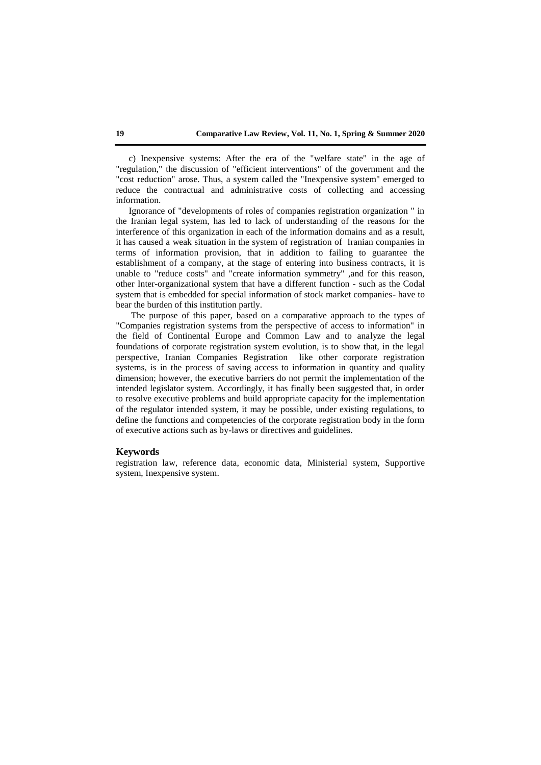c) Inexpensive systems: After the era of the "welfare state" in the age of "regulation," the discussion of "efficient interventions" of the government and the "cost reduction" arose. Thus, a system called the "Inexpensive system" emerged to reduce the contractual and administrative costs of collecting and accessing information.

Ignorance of "developments of roles of companies registration organization " in the Iranian legal system, has led to lack of understanding of the reasons for the interference of this organization in each of the information domains and as a result, it has caused a weak situation in the system of registration of Iranian companies in terms of information provision, that in addition to failing to guarantee the establishment of a company, at the stage of entering into business contracts, it is unable to "reduce costs" and "create information symmetry" ,and for this reason, other Inter-organizational system that have a different function - such as the Codal system that is embedded for special information of stock market companies- have to bear the burden of this institution partly.

The purpose of this paper, based on a comparative approach to the types of "Companies registration systems from the perspective of access to information" in the field of Continental Europe and Common Law and to analyze the legal foundations of corporate registration system evolution, is to show that, in the legal perspective, Iranian Companies Registration like other corporate registration systems, is in the process of saving access to information in quantity and quality dimension; however, the executive barriers do not permit the implementation of the intended legislator system. Accordingly, it has finally been suggested that, in order to resolve executive problems and build appropriate capacity for the implementation of the regulator intended system, it may be possible, under existing regulations, to define the functions and competencies of the corporate registration body in the form of executive actions such as by-laws or directives and guidelines.

### Keywords

registration law, reference data, economic data, Ministerial system, Supportive system, Inexpensive system.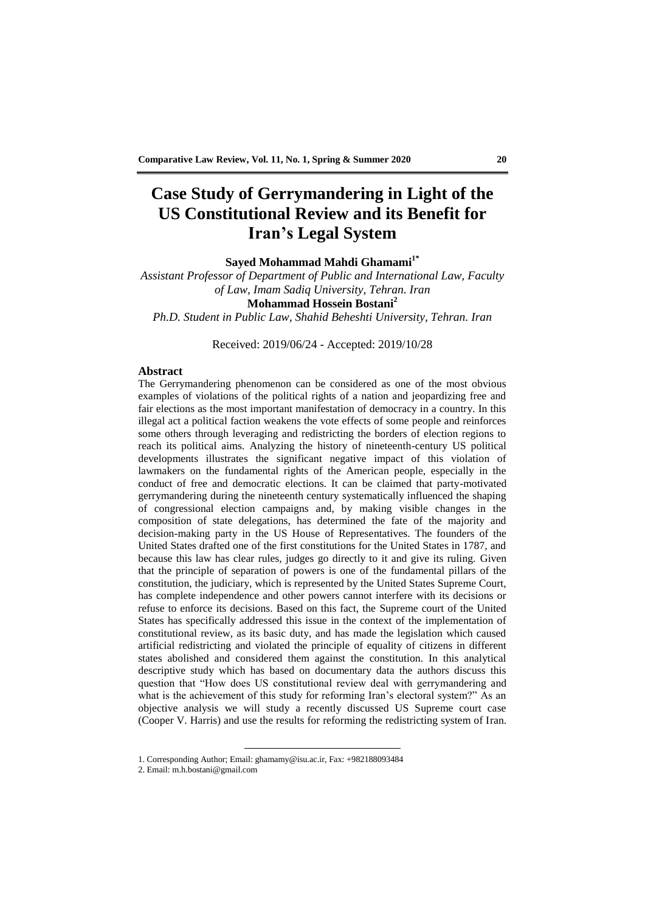# Case Study of Gerrymandering in Light of the US Constitutional Review and its Benefit for Iran's Legal System

**Sayed Mohammad Mahdi Ghamami**[1*]

*Assistant Professor of Department of Public and International Law, Faculty of Law, Imam Sadiq University, Tehran. Iran*

**Mohammad Hossein Bostani**[2]

*Ph.D. Student in Public Law, Shahid Beheshti University, Tehran. Iran*

Received: 2019/06/24 - Accepted: 2019/10/28

## Abstract

The Gerrymandering phenomenon can be considered as one of the most obvious examples of violations of the political rights of a nation and jeopardizing free and fair elections as the most important manifestation of democracy in a country. In this illegal act a political faction weakens the vote effects of some people and reinforces some others through leveraging and redistricting the borders of election regions to reach its political aims. Analyzing the history of nineteenth-century US political developments illustrates the significant negative impact of this violation of lawmakers on the fundamental rights of the American people, especially in the conduct of free and democratic elections. It can be claimed that party-motivated gerrymandering during the nineteenth century systematically influenced the shaping of congressional election campaigns and, by making visible changes in the composition of state delegations, has determined the fate of the majority and decision-making party in the US House of Representatives. The founders of the United States drafted one of the first constitutions for the United States in 1787, and because this law has clear rules, judges go directly to it and give its ruling. Given that the principle of separation of powers is one of the fundamental pillars of the constitution, the judiciary, which is represented by the United States Supreme Court, has complete independence and other powers cannot interfere with its decisions or refuse to enforce its decisions. Based on this fact, the Supreme court of the United States has specifically addressed this issue in the context of the implementation of constitutional review, as its basic duty, and has made the legislation which caused artificial redistricting and violated the principle of equality of citizens in different states abolished and considered them against the constitution. In this analytical descriptive study which has based on documentary data the authors discuss this question that "How does US constitutional review deal with gerrymandering and what is the achievement of this study for reforming Iran's electoral system?" As an objective analysis we will study a recently discussed US Supreme court case (Cooper V. Harris) and use the results for reforming the redistricting system of Iran.

---

1. Corresponding Author; Email: ghamamy@isu.ac.ir, Fax: +982188093484
2. Email: m.h.bostani@gmail.com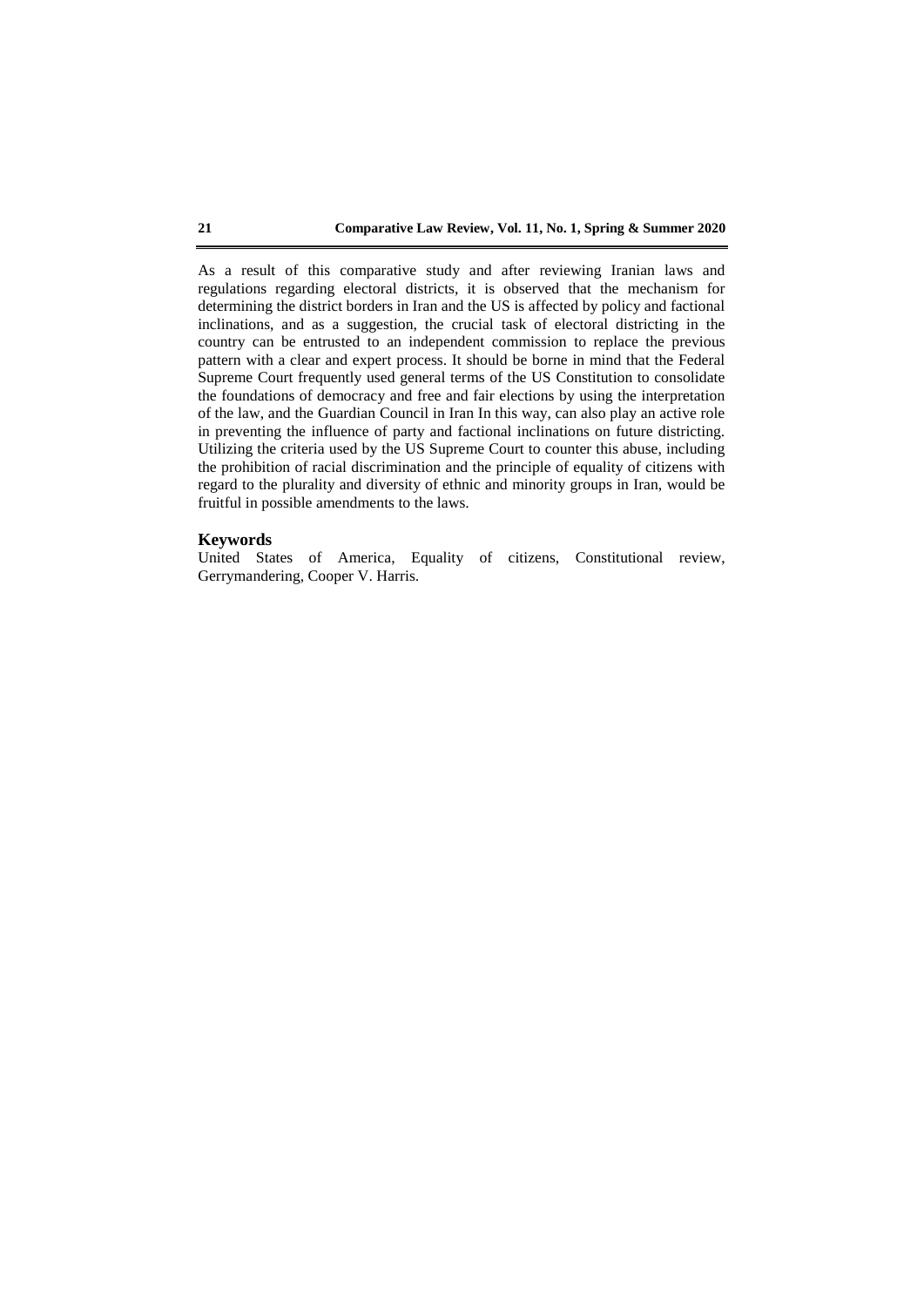As a result of this comparative study and after reviewing Iranian laws and regulations regarding electoral districts, it is observed that the mechanism for determining the district borders in Iran and the US is affected by policy and factional inclinations, and as a suggestion, the crucial task of electoral districting in the country can be entrusted to an independent commission to replace the previous pattern with a clear and expert process. It should be borne in mind that the Federal Supreme Court frequently used general terms of the US Constitution to consolidate the foundations of democracy and free and fair elections by using the interpretation of the law, and the Guardian Council in Iran In this way, can also play an active role in preventing the influence of party and factional inclinations on future districting. Utilizing the criteria used by the US Supreme Court to counter this abuse, including the prohibition of racial discrimination and the principle of equality of citizens with regard to the plurality and diversity of ethnic and minority groups in Iran, would be fruitful in possible amendments to the laws.

## Keywords

United States of America, Equality of citizens, Constitutional review, Gerrymandering, Cooper V. Harris.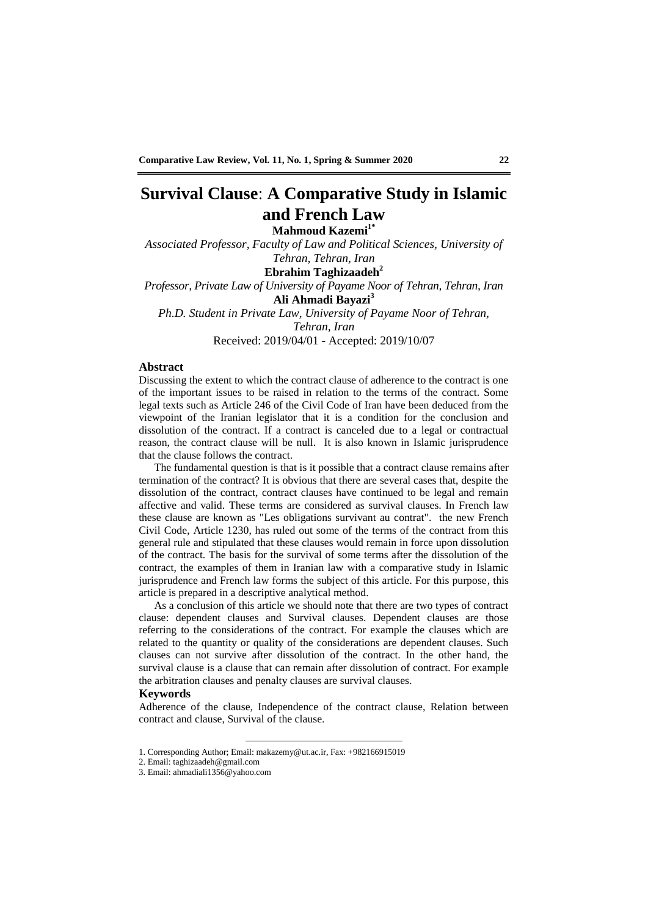# Survival Clause: A Comparative Study in Islamic and French Law

**Mahmoud Kazemi[1*]**

*Associated Professor, Faculty of Law and Political Sciences, University of Tehran, Tehran, Iran*

**Ebrahim Taghizaadeh[2]**

*Professor, Private Law of University of Payame Noor of Tehran, Tehran, Iran*

**Ali Ahmadi Bayazi[3]**

*Ph.D. Student in Private Law, University of Payame Noor of Tehran, Tehran, Iran*

Received: 2019/04/01 - Accepted: 2019/10/07

## Abstract

Discussing the extent to which the contract clause of adherence to the contract is one of the important issues to be raised in relation to the terms of the contract. Some legal texts such as Article 246 of the Civil Code of Iran have been deduced from the viewpoint of the Iranian legislator that it is a condition for the conclusion and dissolution of the contract. If a contract is canceled due to a legal or contractual reason, the contract clause will be null. It is also known in Islamic jurisprudence that the clause follows the contract.

The fundamental question is that is it possible that a contract clause remains after termination of the contract? It is obvious that there are several cases that, despite the dissolution of the contract, contract clauses have continued to be legal and remain affective and valid. These terms are considered as survival clauses. In French law these clause are known as "Les obligations survivant au contrat". the new French Civil Code, Article 1230, has ruled out some of the terms of the contract from this general rule and stipulated that these clauses would remain in force upon dissolution of the contract. The basis for the survival of some terms after the dissolution of the contract, the examples of them in Iranian law with a comparative study in Islamic jurisprudence and French law forms the subject of this article. For this purpose, this article is prepared in a descriptive analytical method.

As a conclusion of this article we should note that there are two types of contract clause: dependent clauses and Survival clauses. Dependent clauses are those referring to the considerations of the contract. For example the clauses which are related to the quantity or quality of the considerations are dependent clauses. Such clauses can not survive after dissolution of the contract. In the other hand, the survival clause is a clause that can remain after dissolution of contract. For example the arbitration clauses and penalty clauses are survival clauses.

## Keywords

Adherence of the clause, Independence of the contract clause, Relation between contract and clause, Survival of the clause.

---

1. Corresponding Author; Email: makazemy@ut.ac.ir, Fax: +982166915019
2. Email: taghizaadeh@gmail.com
3. Email: ahmadiali1356@yahoo.com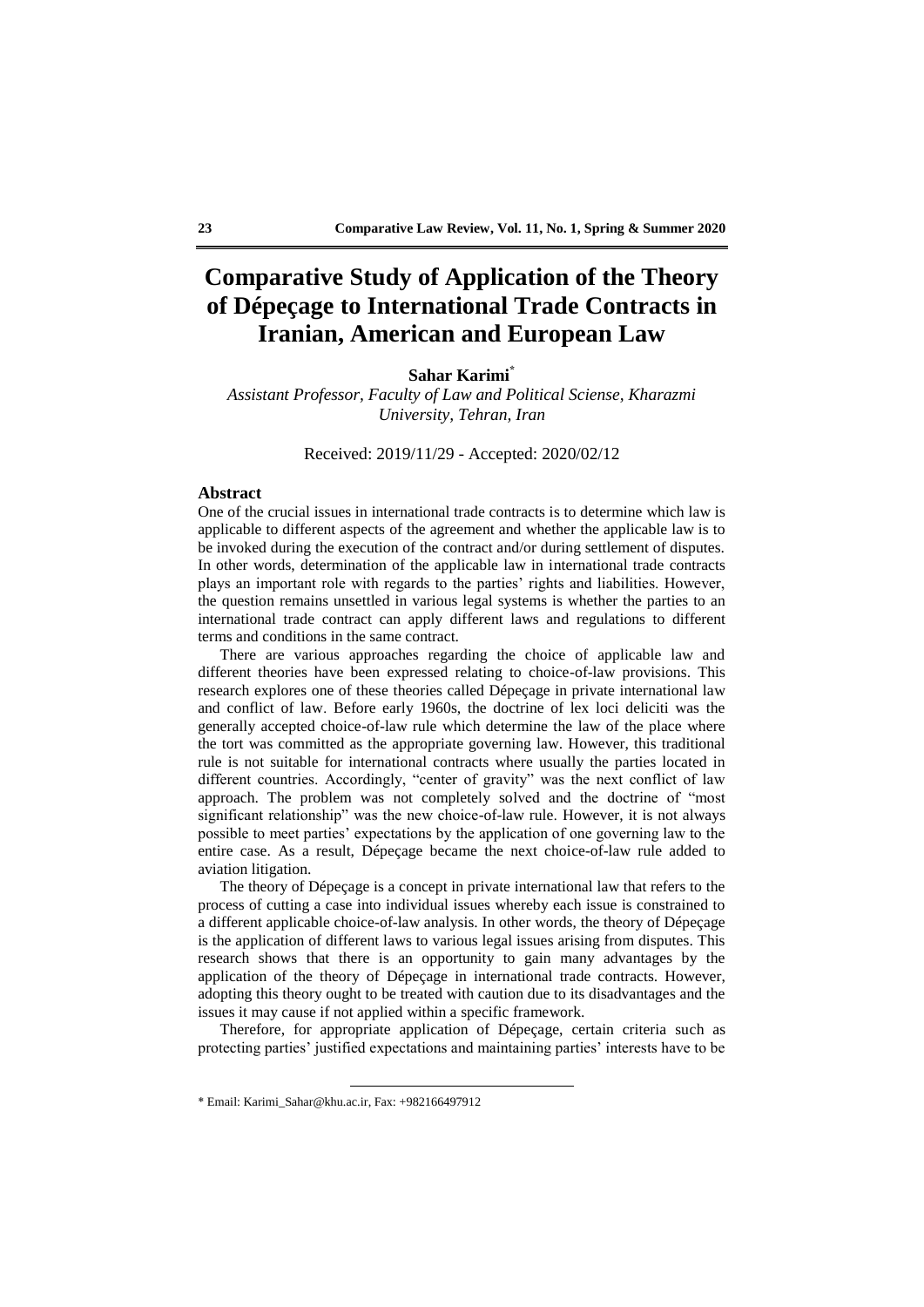# Comparative Study of Application of the Theory of Dépeçage to International Trade Contracts in Iranian, American and European Law

**Sahar Karimi***

*Assistant Professor, Faculty of Law and Political Sciense, Kharazmi University, Tehran, Iran*

Received: 2019/11/29 - Accepted: 2020/02/12

## Abstract

One of the crucial issues in international trade contracts is to determine which law is applicable to different aspects of the agreement and whether the applicable law is to be invoked during the execution of the contract and/or during settlement of disputes. In other words, determination of the applicable law in international trade contracts plays an important role with regards to the parties' rights and liabilities. However, the question remains unsettled in various legal systems is whether the parties to an international trade contract can apply different laws and regulations to different terms and conditions in the same contract.

There are various approaches regarding the choice of applicable law and different theories have been expressed relating to choice-of-law provisions. This research explores one of these theories called Dépeçage in private international law and conflict of law. Before early 1960s, the doctrine of lex loci deliciti was the generally accepted choice-of-law rule which determine the law of the place where the tort was committed as the appropriate governing law. However, this traditional rule is not suitable for international contracts where usually the parties located in different countries. Accordingly, "center of gravity" was the next conflict of law approach. The problem was not completely solved and the doctrine of "most significant relationship" was the new choice-of-law rule. However, it is not always possible to meet parties' expectations by the application of one governing law to the entire case. As a result, Dépeçage became the next choice-of-law rule added to aviation litigation.

The theory of Dépeçage is a concept in private international law that refers to the process of cutting a case into individual issues whereby each issue is constrained to a different applicable choice-of-law analysis. In other words, the theory of Dépeçage is the application of different laws to various legal issues arising from disputes. This research shows that there is an opportunity to gain many advantages by the application of the theory of Dépeçage in international trade contracts. However, adopting this theory ought to be treated with caution due to its disadvantages and the issues it may cause if not applied within a specific framework.

Therefore, for appropriate application of Dépeçage, certain criteria such as protecting parties' justified expectations and maintaining parties' interests have to be

---

* Email: Karimi_Sahar@khu.ac.ir, Fax: +982166497912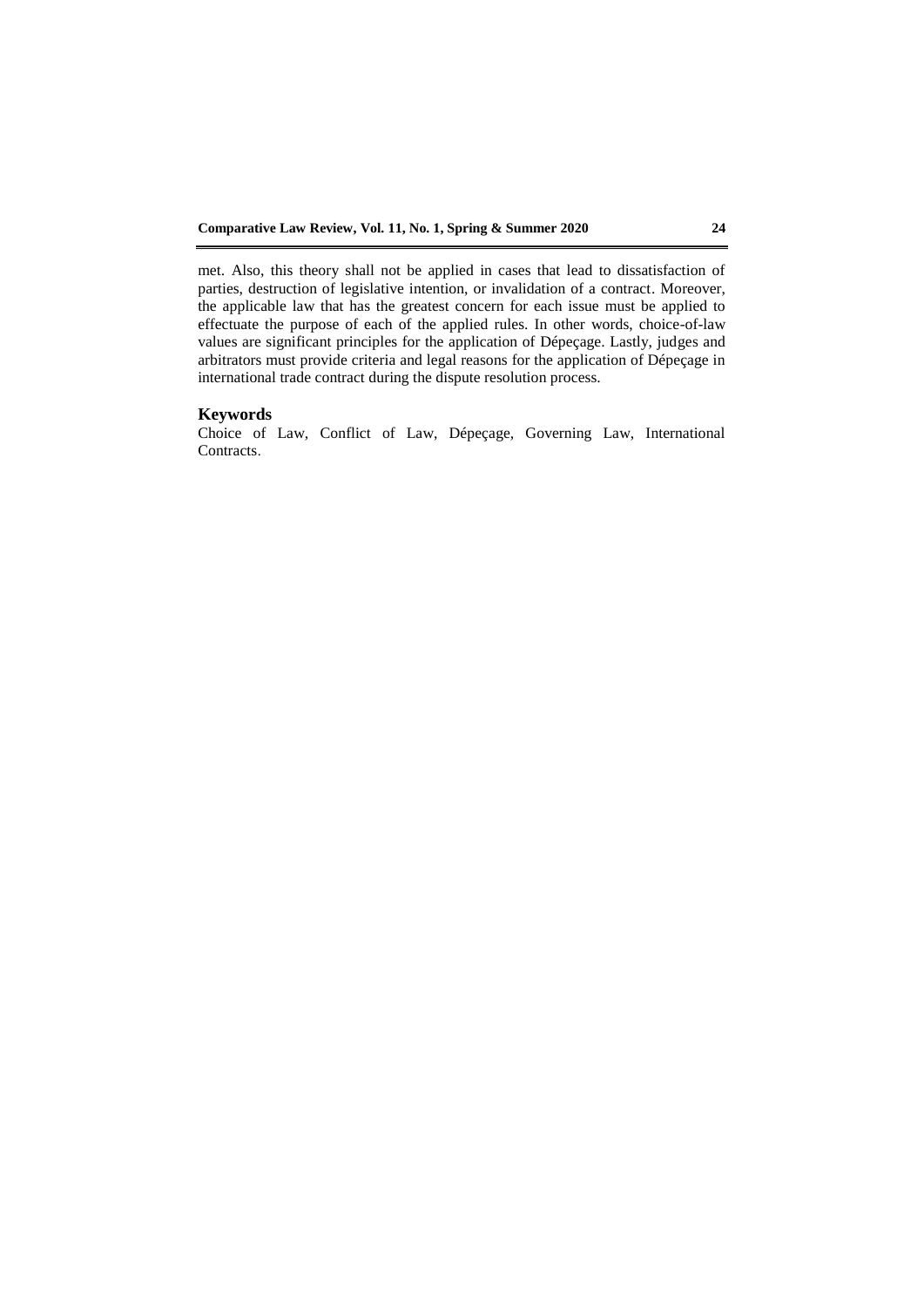met. Also, this theory shall not be applied in cases that lead to dissatisfaction of parties, destruction of legislative intention, or invalidation of a contract. Moreover, the applicable law that has the greatest concern for each issue must be applied to effectuate the purpose of each of the applied rules. In other words, choice-of-law values are significant principles for the application of Dépeçage. Lastly, judges and arbitrators must provide criteria and legal reasons for the application of Dépeçage in international trade contract during the dispute resolution process.

## Keywords

Choice of Law, Conflict of Law, Dépeçage, Governing Law, International Contracts.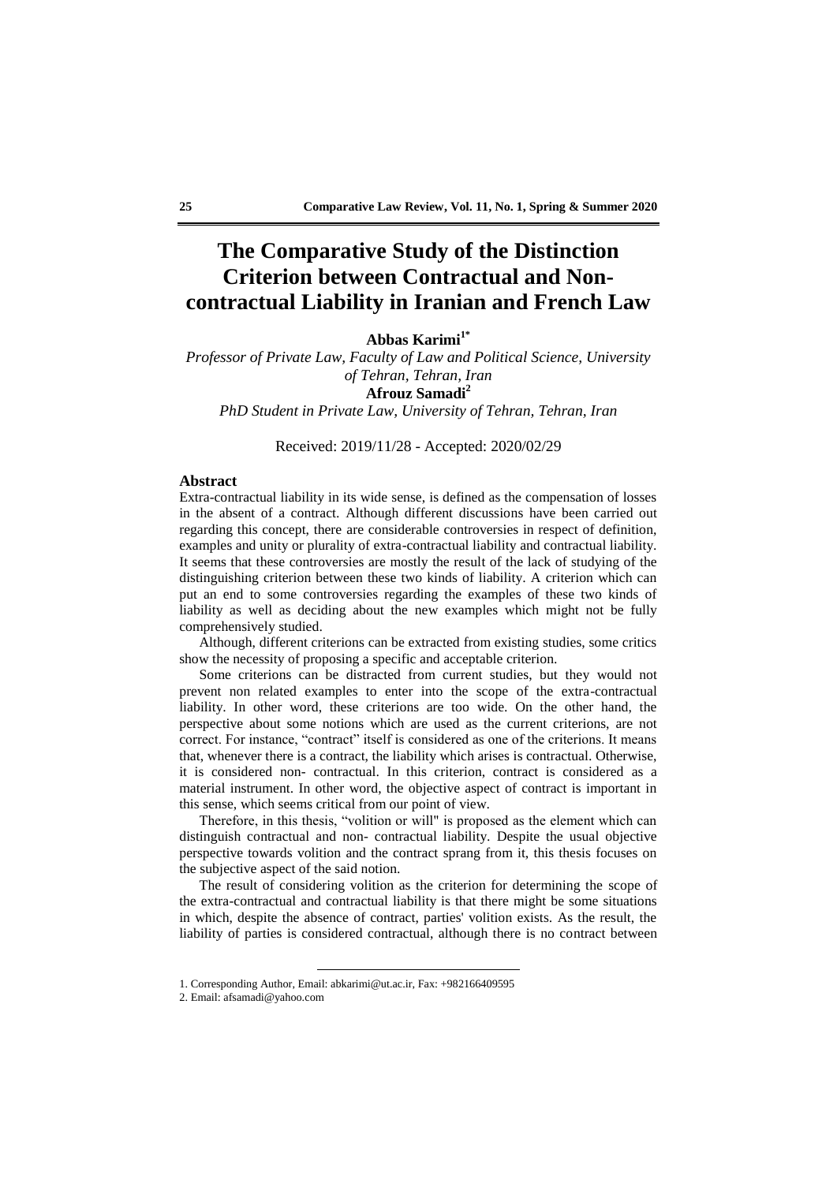# The Comparative Study of the Distinction Criterion between Contractual and Non-contractual Liability in Iranian and French Law

**Abbas Karimi[1*]**

*Professor of Private Law, Faculty of Law and Political Science, University of Tehran, Tehran, Iran*

**Afrouz Samadi[2]**

*PhD Student in Private Law, University of Tehran, Tehran, Iran*

Received: 2019/11/28 - Accepted: 2020/02/29

## Abstract

Extra-contractual liability in its wide sense, is defined as the compensation of losses in the absent of a contract. Although different discussions have been carried out regarding this concept, there are considerable controversies in respect of definition, examples and unity or plurality of extra-contractual liability and contractual liability. It seems that these controversies are mostly the result of the lack of studying of the distinguishing criterion between these two kinds of liability. A criterion which can put an end to some controversies regarding the examples of these two kinds of liability as well as deciding about the new examples which might not be fully comprehensively studied.

Although, different criterions can be extracted from existing studies, some critics show the necessity of proposing a specific and acceptable criterion.

Some criterions can be distracted from current studies, but they would not prevent non related examples to enter into the scope of the extra-contractual liability. In other word, these criterions are too wide. On the other hand, the perspective about some notions which are used as the current criterions, are not correct. For instance, "contract" itself is considered as one of the criterions. It means that, whenever there is a contract, the liability which arises is contractual. Otherwise, it is considered non- contractual. In this criterion, contract is considered as a material instrument. In other word, the objective aspect of contract is important in this sense, which seems critical from our point of view.

Therefore, in this thesis, "volition or will" is proposed as the element which can distinguish contractual and non- contractual liability. Despite the usual objective perspective towards volition and the contract sprang from it, this thesis focuses on the subjective aspect of the said notion.

The result of considering volition as the criterion for determining the scope of the extra-contractual and contractual liability is that there might be some situations in which, despite the absence of contract, parties' volition exists. As the result, the liability of parties is considered contractual, although there is no contract between

---

1. Corresponding Author, Email: abkarimi@ut.ac.ir, Fax: +982166409595
2. Email: afsamadi@yahoo.com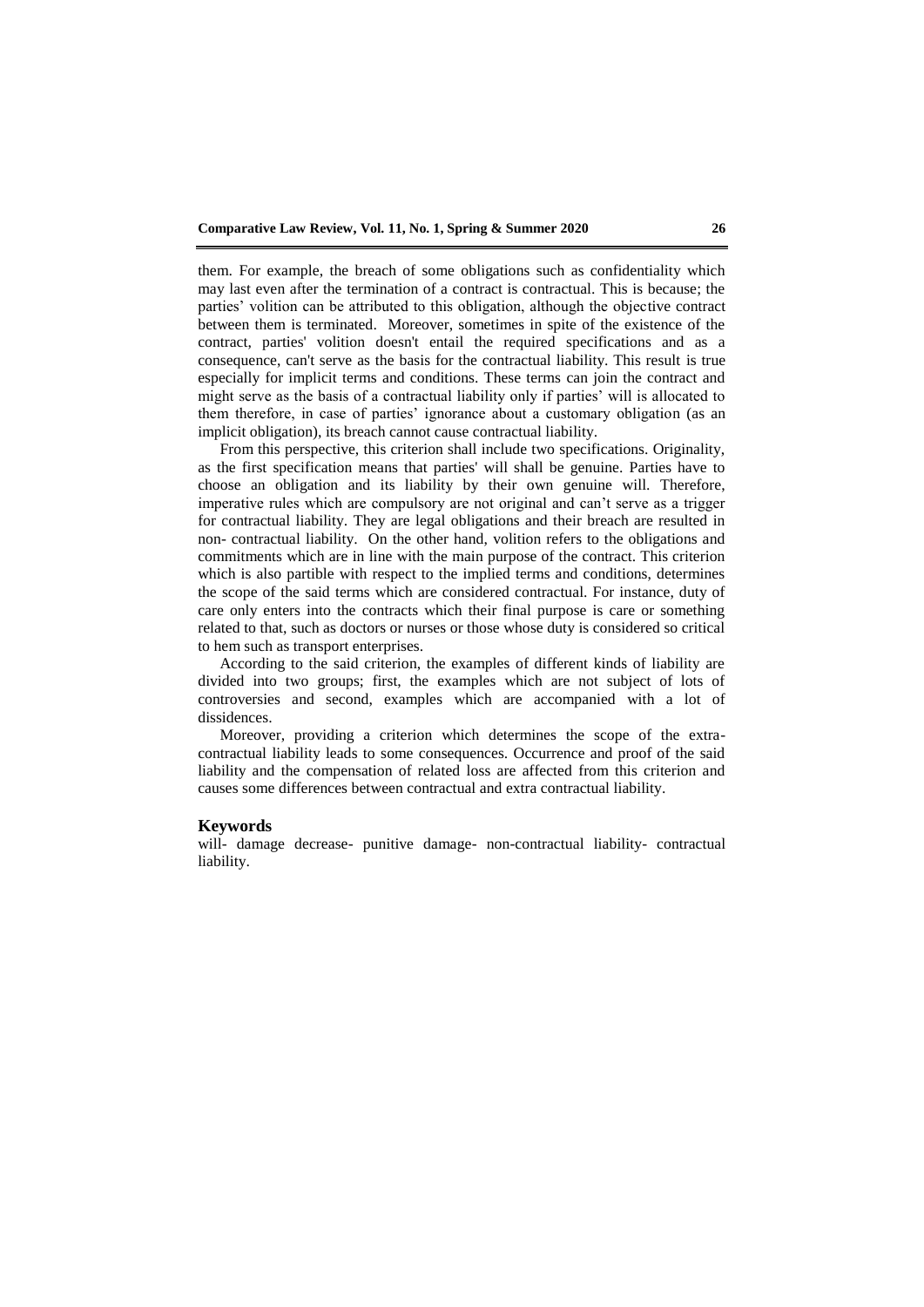them. For example, the breach of some obligations such as confidentiality which may last even after the termination of a contract is contractual. This is because; the parties' volition can be attributed to this obligation, although the objective contract between them is terminated. Moreover, sometimes in spite of the existence of the contract, parties' volition doesn't entail the required specifications and as a consequence, can't serve as the basis for the contractual liability. This result is true especially for implicit terms and conditions. These terms can join the contract and might serve as the basis of a contractual liability only if parties' will is allocated to them therefore, in case of parties' ignorance about a customary obligation (as an implicit obligation), its breach cannot cause contractual liability.

From this perspective, this criterion shall include two specifications. Originality, as the first specification means that parties' will shall be genuine. Parties have to choose an obligation and its liability by their own genuine will. Therefore, imperative rules which are compulsory are not original and can't serve as a trigger for contractual liability. They are legal obligations and their breach are resulted in non- contractual liability. On the other hand, volition refers to the obligations and commitments which are in line with the main purpose of the contract. This criterion which is also partible with respect to the implied terms and conditions, determines the scope of the said terms which are considered contractual. For instance, duty of care only enters into the contracts which their final purpose is care or something related to that, such as doctors or nurses or those whose duty is considered so critical to hem such as transport enterprises.

According to the said criterion, the examples of different kinds of liability are divided into two groups; first, the examples which are not subject of lots of controversies and second, examples which are accompanied with a lot of dissidences.

Moreover, providing a criterion which determines the scope of the extra-contractual liability leads to some consequences. Occurrence and proof of the said liability and the compensation of related loss are affected from this criterion and causes some differences between contractual and extra contractual liability.

## Keywords

will- damage decrease- punitive damage- non-contractual liability- contractual liability.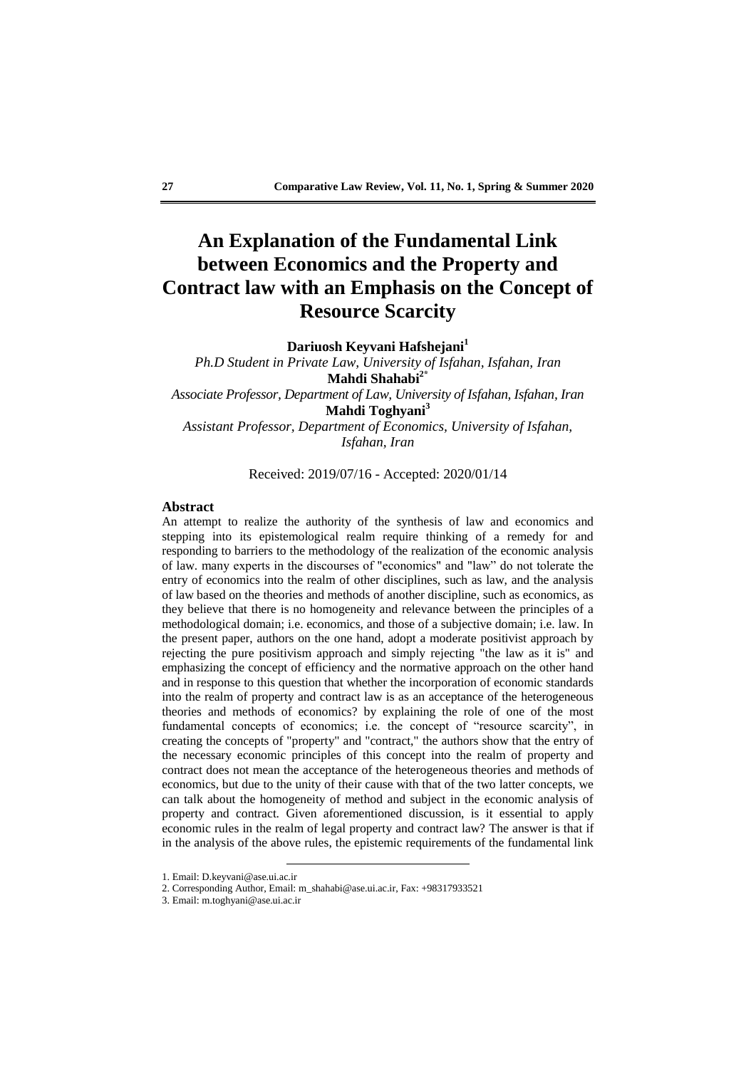# An Explanation of the Fundamental Link between Economics and the Property and Contract law with an Emphasis on the Concept of Resource Scarcity

**Dariuosh Keyvani Hafshejani**[1]

*Ph.D Student in Private Law, University of Isfahan, Isfahan, Iran*

**Mahdi Shahabi**[2*]

*Associate Professor, Department of Law, University of Isfahan, Isfahan, Iran*

**Mahdi Toghyani**[3]

*Assistant Professor, Department of Economics, University of Isfahan, Isfahan, Iran*

Received: 2019/07/16 - Accepted: 2020/01/14

## Abstract

An attempt to realize the authority of the synthesis of law and economics and stepping into its epistemological realm require thinking of a remedy for and responding to barriers to the methodology of the realization of the economic analysis of law. many experts in the discourses of "economics" and "law" do not tolerate the entry of economics into the realm of other disciplines, such as law, and the analysis of law based on the theories and methods of another discipline, such as economics, as they believe that there is no homogeneity and relevance between the principles of a methodological domain; i.e. economics, and those of a subjective domain; i.e. law. In the present paper, authors on the one hand, adopt a moderate positivist approach by rejecting the pure positivism approach and simply rejecting "the law as it is" and emphasizing the concept of efficiency and the normative approach on the other hand and in response to this question that whether the incorporation of economic standards into the realm of property and contract law is as an acceptance of the heterogeneous theories and methods of economics? by explaining the role of one of the most fundamental concepts of economics; i.e. the concept of "resource scarcity", in creating the concepts of "property" and "contract," the authors show that the entry of the necessary economic principles of this concept into the realm of property and contract does not mean the acceptance of the heterogeneous theories and methods of economics, but due to the unity of their cause with that of the two latter concepts, we can talk about the homogeneity of method and subject in the economic analysis of property and contract. Given aforementioned discussion, is it essential to apply economic rules in the realm of legal property and contract law? The answer is that if in the analysis of the above rules, the epistemic requirements of the fundamental link

---

1. Email: D.keyvani@ase.ui.ac.ir
2. Corresponding Author, Email: m_shahabi@ase.ui.ac.ir, Fax: +98317933521
3. Email: m.toghyani@ase.ui.ac.ir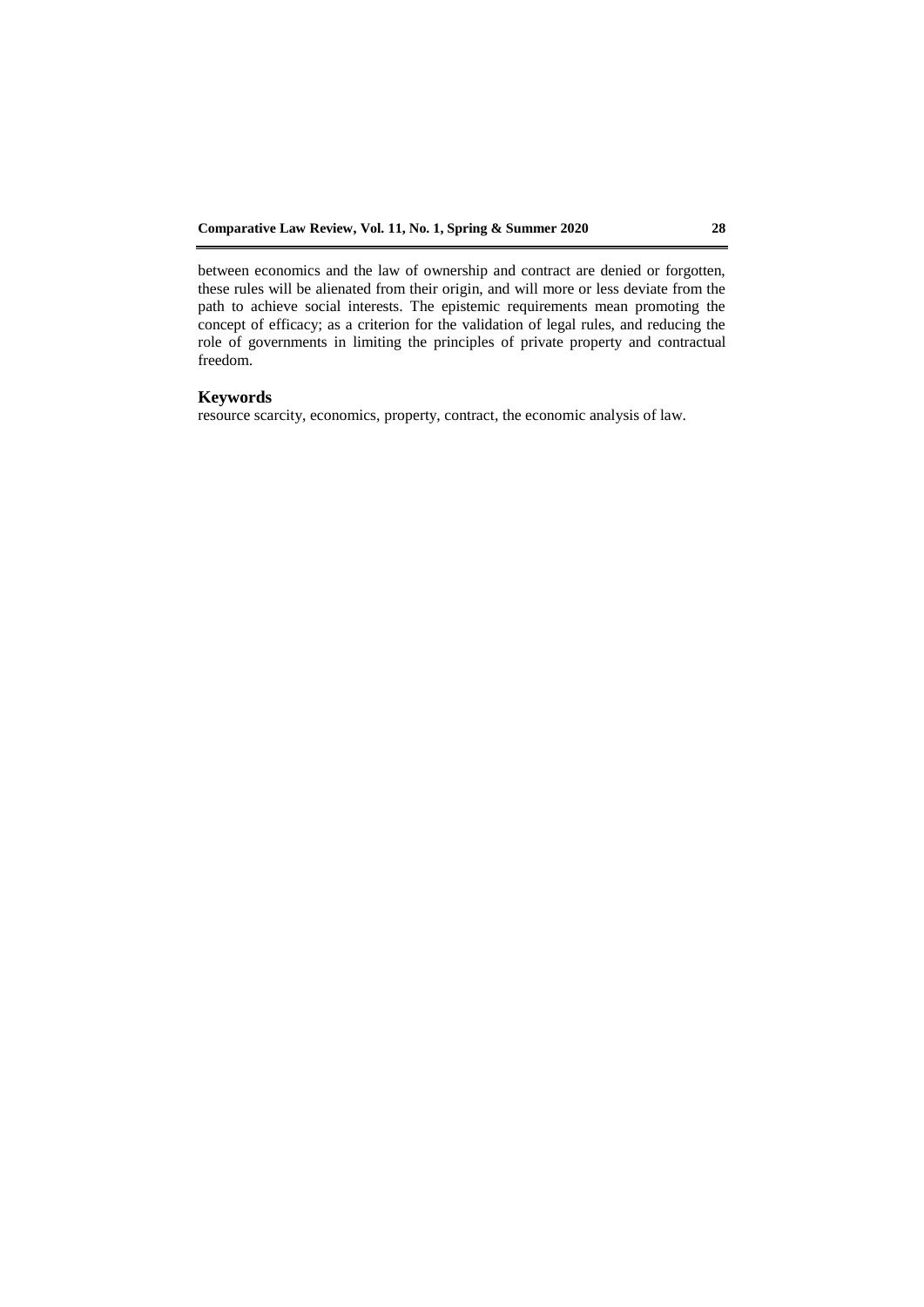between economics and the law of ownership and contract are denied or forgotten, these rules will be alienated from their origin, and will more or less deviate from the path to achieve social interests. The epistemic requirements mean promoting the concept of efficacy; as a criterion for the validation of legal rules, and reducing the role of governments in limiting the principles of private property and contractual freedom.

## Keywords

resource scarcity, economics, property, contract, the economic analysis of law.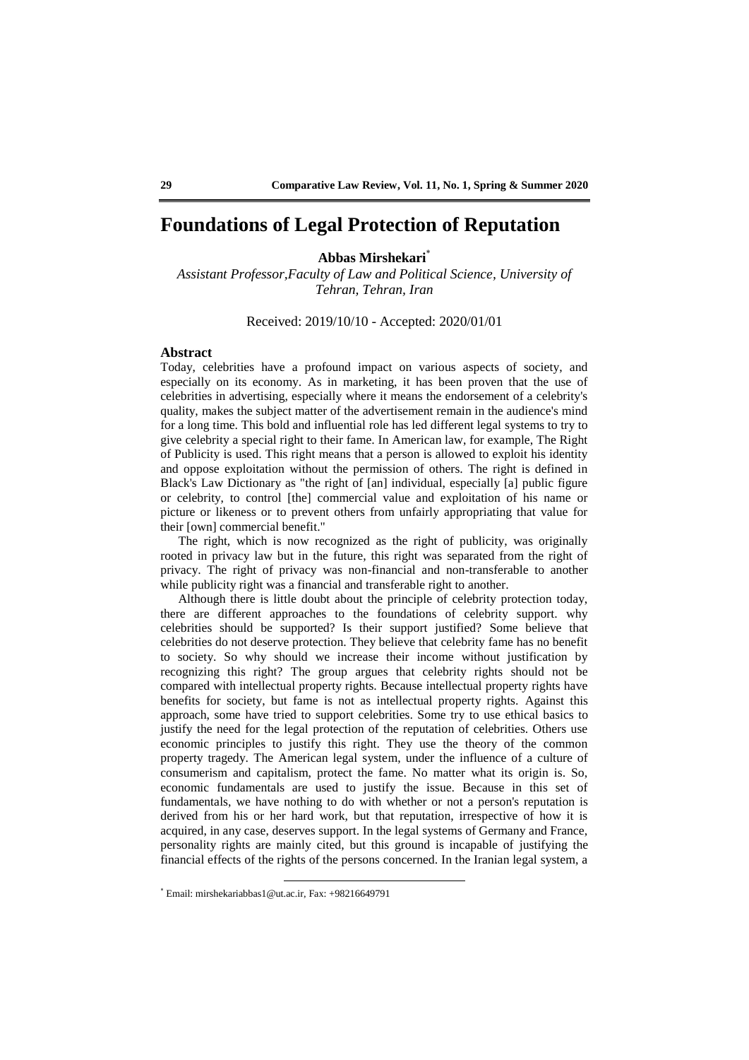# Foundations of Legal Protection of Reputation

**Abbas Mirshekari**[*]

*Assistant Professor,Faculty of Law and Political Science, University of Tehran, Tehran, Iran*

Received: 2019/10/10 - Accepted: 2020/01/01

## Abstract

Today, celebrities have a profound impact on various aspects of society, and especially on its economy. As in marketing, it has been proven that the use of celebrities in advertising, especially where it means the endorsement of a celebrity's quality, makes the subject matter of the advertisement remain in the audience's mind for a long time. This bold and influential role has led different legal systems to try to give celebrity a special right to their fame. In American law, for example, The Right of Publicity is used. This right means that a person is allowed to exploit his identity and oppose exploitation without the permission of others. The right is defined in Black's Law Dictionary as "the right of [an] individual, especially [a] public figure or celebrity, to control [the] commercial value and exploitation of his name or picture or likeness or to prevent others from unfairly appropriating that value for their [own] commercial benefit."

The right, which is now recognized as the right of publicity, was originally rooted in privacy law but in the future, this right was separated from the right of privacy. The right of privacy was non-financial and non-transferable to another while publicity right was a financial and transferable right to another.

Although there is little doubt about the principle of celebrity protection today, there are different approaches to the foundations of celebrity support. why celebrities should be supported? Is their support justified? Some believe that celebrities do not deserve protection. They believe that celebrity fame has no benefit to society. So why should we increase their income without justification by recognizing this right? The group argues that celebrity rights should not be compared with intellectual property rights. Because intellectual property rights have benefits for society, but fame is not as intellectual property rights. Against this approach, some have tried to support celebrities. Some try to use ethical basics to justify the need for the legal protection of the reputation of celebrities. Others use economic principles to justify this right. They use the theory of the common property tragedy. The American legal system, under the influence of a culture of consumerism and capitalism, protect the fame. No matter what its origin is. So, economic fundamentals are used to justify the issue. Because in this set of fundamentals, we have nothing to do with whether or not a person's reputation is derived from his or her hard work, but that reputation, irrespective of how it is acquired, in any case, deserves support. In the legal systems of Germany and France, personality rights are mainly cited, but this ground is incapable of justifying the financial effects of the rights of the persons concerned. In the Iranian legal system, a

---

[*] Email: mirshekariabbas1@ut.ac.ir, Fax: +98216649791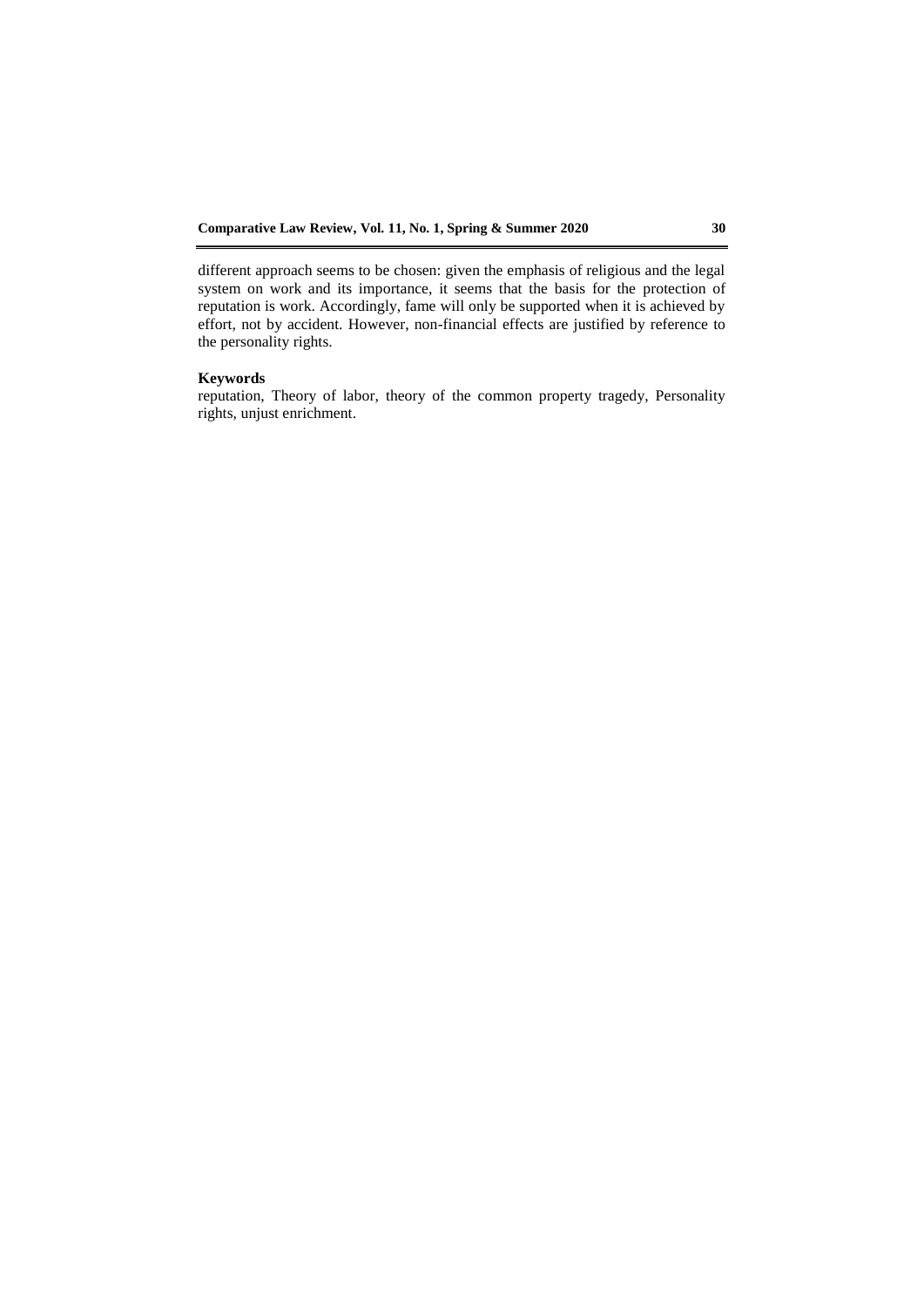different approach seems to be chosen: given the emphasis of religious and the legal system on work and its importance, it seems that the basis for the protection of reputation is work. Accordingly, fame will only be supported when it is achieved by effort, not by accident. However, non-financial effects are justified by reference to the personality rights.

**Keywords**

reputation, Theory of labor, theory of the common property tragedy, Personality rights, unjust enrichment.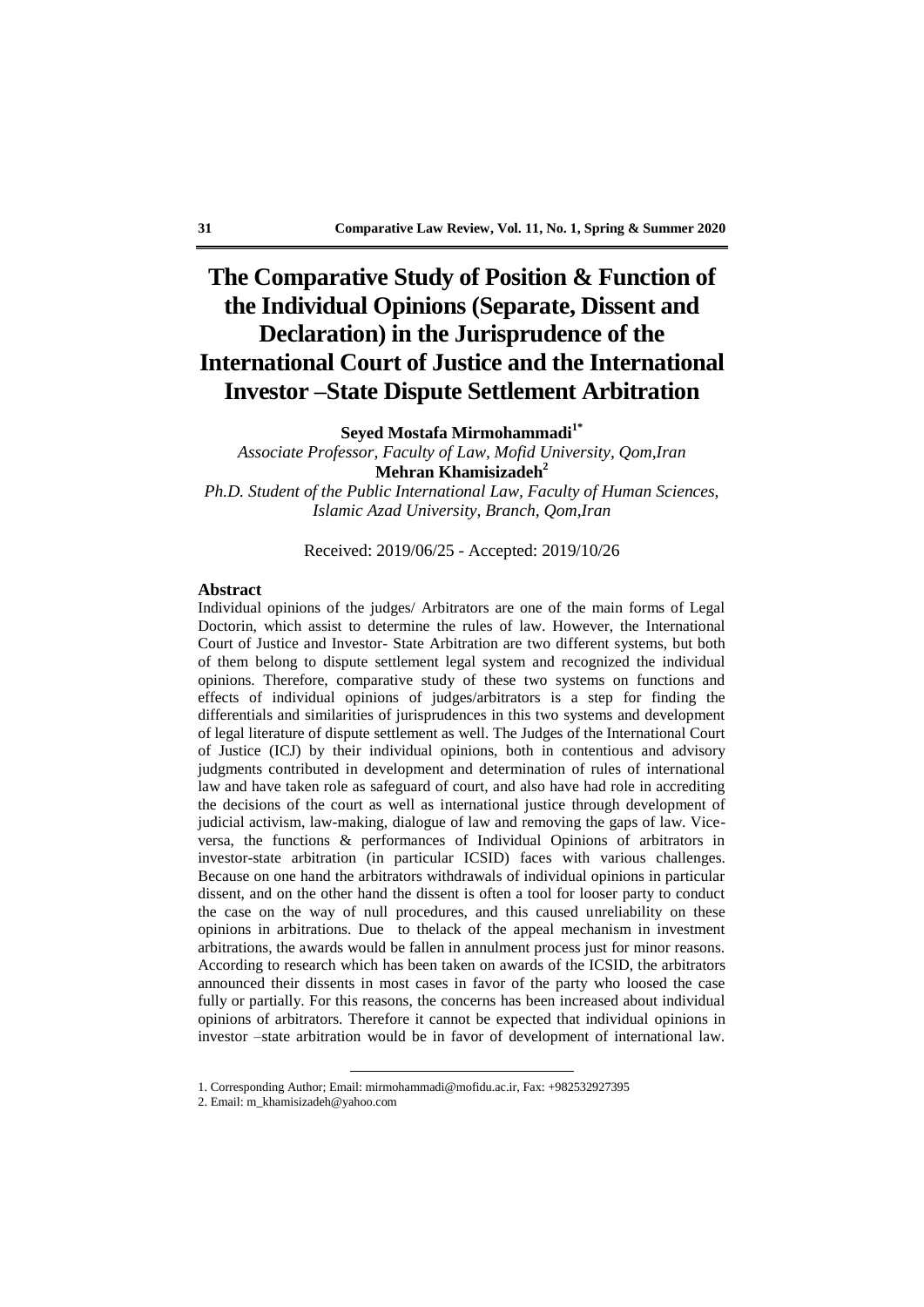# The Comparative Study of Position & Function of the Individual Opinions (Separate, Dissent and Declaration) in the Jurisprudence of the International Court of Justice and the International Investor –State Dispute Settlement Arbitration

**Seyed Mostafa Mirmohammadi**[1*]

*Associate Professor, Faculty of Law, Mofid University, Qom,Iran*

**Mehran Khamisizadeh**[2]

*Ph.D. Student of the Public International Law, Faculty of Human Sciences, Islamic Azad University, Branch, Qom,Iran*

Received: 2019/06/25 - Accepted: 2019/10/26

## Abstract

Individual opinions of the judges/ Arbitrators are one of the main forms of Legal Doctorin, which assist to determine the rules of law. However, the International Court of Justice and Investor- State Arbitration are two different systems, but both of them belong to dispute settlement legal system and recognized the individual opinions. Therefore, comparative study of these two systems on functions and effects of individual opinions of judges/arbitrators is a step for finding the differentials and similarities of jurisprudences in this two systems and development of legal literature of dispute settlement as well. The Judges of the International Court of Justice (ICJ) by their individual opinions, both in contentious and advisory judgments contributed in development and determination of rules of international law and have taken role as safeguard of court, and also have had role in accrediting the decisions of the court as well as international justice through development of judicial activism, law-making, dialogue of law and removing the gaps of law. Vice-versa, the functions & performances of Individual Opinions of arbitrators in investor-state arbitration (in particular ICSID) faces with various challenges. Because on one hand the arbitrators withdrawals of individual opinions in particular dissent, and on the other hand the dissent is often a tool for looser party to conduct the case on the way of null procedures, and this caused unreliability on these opinions in arbitrations. Due to thelack of the appeal mechanism in investment arbitrations, the awards would be fallen in annulment process just for minor reasons. According to research which has been taken on awards of the ICSID, the arbitrators announced their dissents in most cases in favor of the party who loosed the case fully or partially. For this reasons, the concerns has been increased about individual opinions of arbitrators. Therefore it cannot be expected that individual opinions in investor –state arbitration would be in favor of development of international law.

---

1. Corresponding Author; Email: mirmohammadi@mofidu.ac.ir, Fax: +982532927395
2. Email: m_khamisizadeh@yahoo.com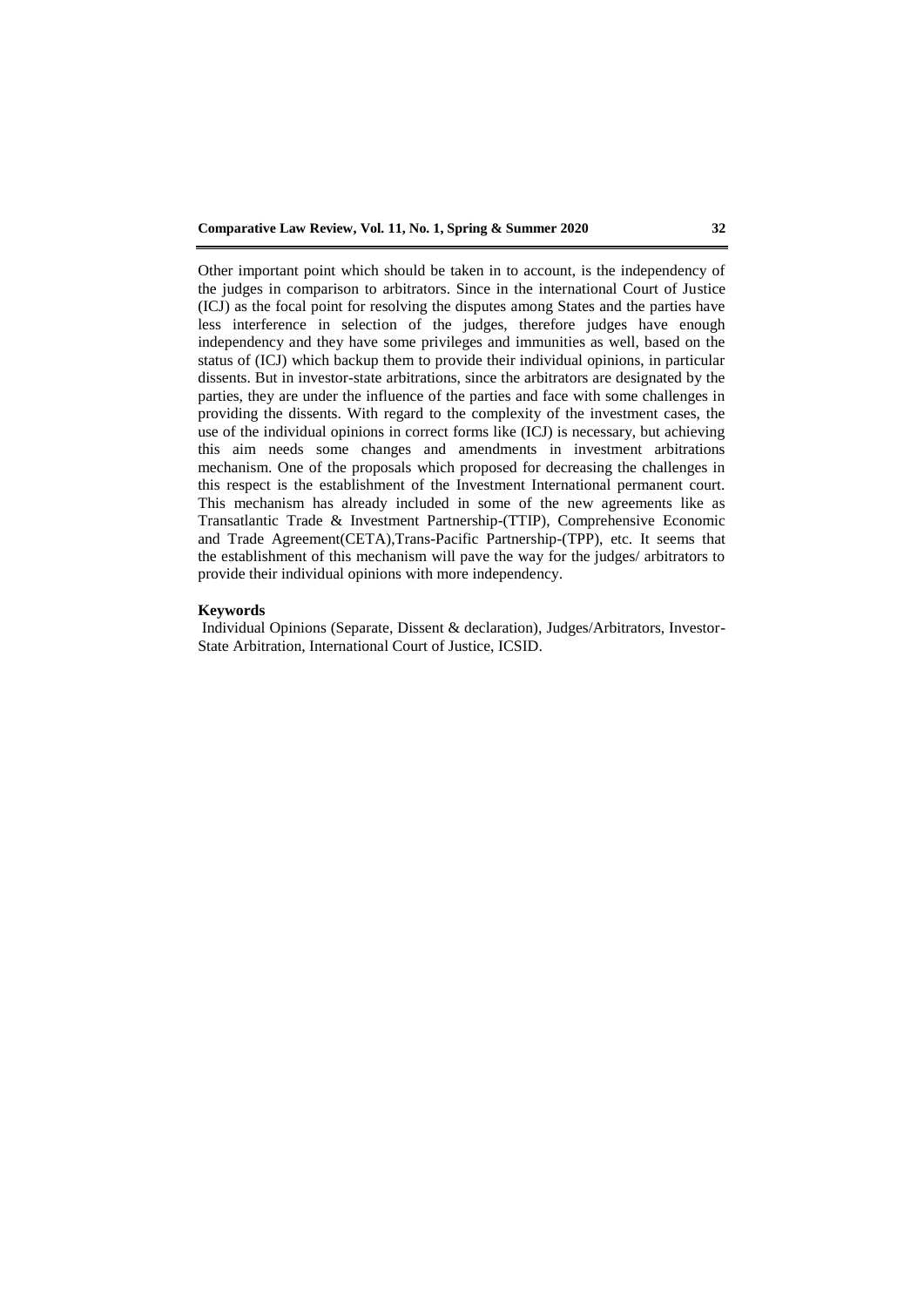Other important point which should be taken in to account, is the independency of the judges in comparison to arbitrators. Since in the international Court of Justice (ICJ) as the focal point for resolving the disputes among States and the parties have less interference in selection of the judges, therefore judges have enough independency and they have some privileges and immunities as well, based on the status of (ICJ) which backup them to provide their individual opinions, in particular dissents. But in investor-state arbitrations, since the arbitrators are designated by the parties, they are under the influence of the parties and face with some challenges in providing the dissents. With regard to the complexity of the investment cases, the use of the individual opinions in correct forms like (ICJ) is necessary, but achieving this aim needs some changes and amendments in investment arbitrations mechanism. One of the proposals which proposed for decreasing the challenges in this respect is the establishment of the Investment International permanent court. This mechanism has already included in some of the new agreements like as Transatlantic Trade & Investment Partnership-(TTIP), Comprehensive Economic and Trade Agreement(CETA),Trans-Pacific Partnership-(TPP), etc. It seems that the establishment of this mechanism will pave the way for the judges/ arbitrators to provide their individual opinions with more independency.

**Keywords**

Individual Opinions (Separate, Dissent & declaration), Judges/Arbitrators, Investor-State Arbitration, International Court of Justice, ICSID.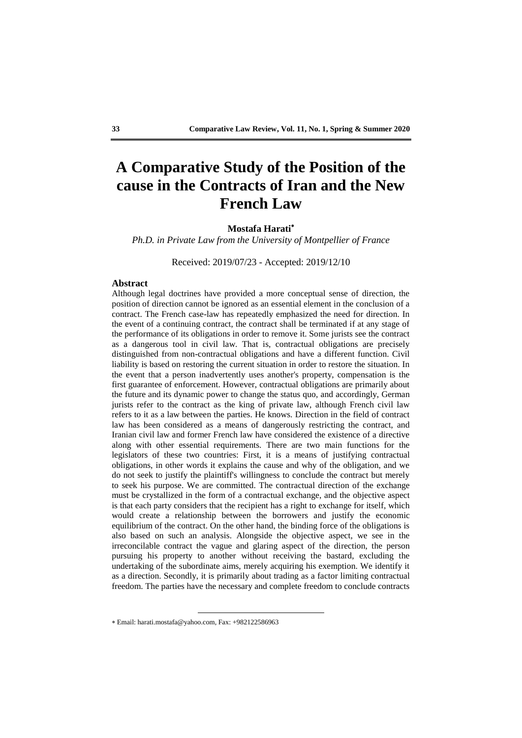# A Comparative Study of the Position of the cause in the Contracts of Iran and the New French Law

**Mostafa Harati**[∗]

*Ph.D. in Private Law from the University of Montpellier of France*

Received: 2019/07/23 - Accepted: 2019/12/10

### Abstract

Although legal doctrines have provided a more conceptual sense of direction, the position of direction cannot be ignored as an essential element in the conclusion of a contract. The French case-law has repeatedly emphasized the need for direction. In the event of a continuing contract, the contract shall be terminated if at any stage of the performance of its obligations in order to remove it. Some jurists see the contract as a dangerous tool in civil law. That is, contractual obligations are precisely distinguished from non-contractual obligations and have a different function. Civil liability is based on restoring the current situation in order to restore the situation. In the event that a person inadvertently uses another's property, compensation is the first guarantee of enforcement. However, contractual obligations are primarily about the future and its dynamic power to change the status quo, and accordingly, German jurists refer to the contract as the king of private law, although French civil law refers to it as a law between the parties. He knows. Direction in the field of contract law has been considered as a means of dangerously restricting the contract, and Iranian civil law and former French law have considered the existence of a directive along with other essential requirements. There are two main functions for the legislators of these two countries: First, it is a means of justifying contractual obligations, in other words it explains the cause and why of the obligation, and we do not seek to justify the plaintiff's willingness to conclude the contract but merely to seek his purpose. We are committed. The contractual direction of the exchange must be crystallized in the form of a contractual exchange, and the objective aspect is that each party considers that the recipient has a right to exchange for itself, which would create a relationship between the borrowers and justify the economic equilibrium of the contract. On the other hand, the binding force of the obligations is also based on such an analysis. Alongside the objective aspect, we see in the irreconcilable contract the vague and glaring aspect of the direction, the person pursuing his property to another without receiving the bastard, excluding the undertaking of the subordinate aims, merely acquiring his exemption. We identify it as a direction. Secondly, it is primarily about trading as a factor limiting contractual freedom. The parties have the necessary and complete freedom to conclude contracts

---

∗ Email: harati.mostafa@yahoo.com, Fax: +982122586963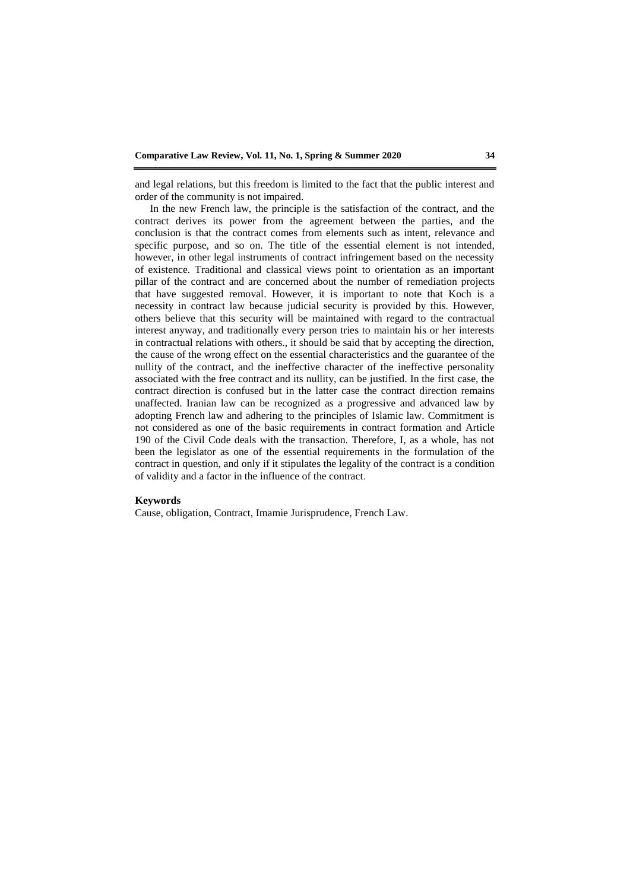and legal relations, but this freedom is limited to the fact that the public interest and order of the community is not impaired.

In the new French law, the principle is the satisfaction of the contract, and the contract derives its power from the agreement between the parties, and the conclusion is that the contract comes from elements such as intent, relevance and specific purpose, and so on. The title of the essential element is not intended, however, in other legal instruments of contract infringement based on the necessity of existence. Traditional and classical views point to orientation as an important pillar of the contract and are concerned about the number of remediation projects that have suggested removal. However, it is important to note that Koch is a necessity in contract law because judicial security is provided by this. However, others believe that this security will be maintained with regard to the contractual interest anyway, and traditionally every person tries to maintain his or her interests in contractual relations with others., it should be said that by accepting the direction, the cause of the wrong effect on the essential characteristics and the guarantee of the nullity of the contract, and the ineffective character of the ineffective personality associated with the free contract and its nullity, can be justified. In the first case, the contract direction is confused but in the latter case the contract direction remains unaffected. Iranian law can be recognized as a progressive and advanced law by adopting French law and adhering to the principles of Islamic law. Commitment is not considered as one of the basic requirements in contract formation and Article 190 of the Civil Code deals with the transaction. Therefore, I, as a whole, has not been the legislator as one of the essential requirements in the formulation of the contract in question, and only if it stipulates the legality of the contract is a condition of validity and a factor in the influence of the contract.

**Keywords**

Cause, obligation, Contract, Imamie Jurisprudence, French Law.